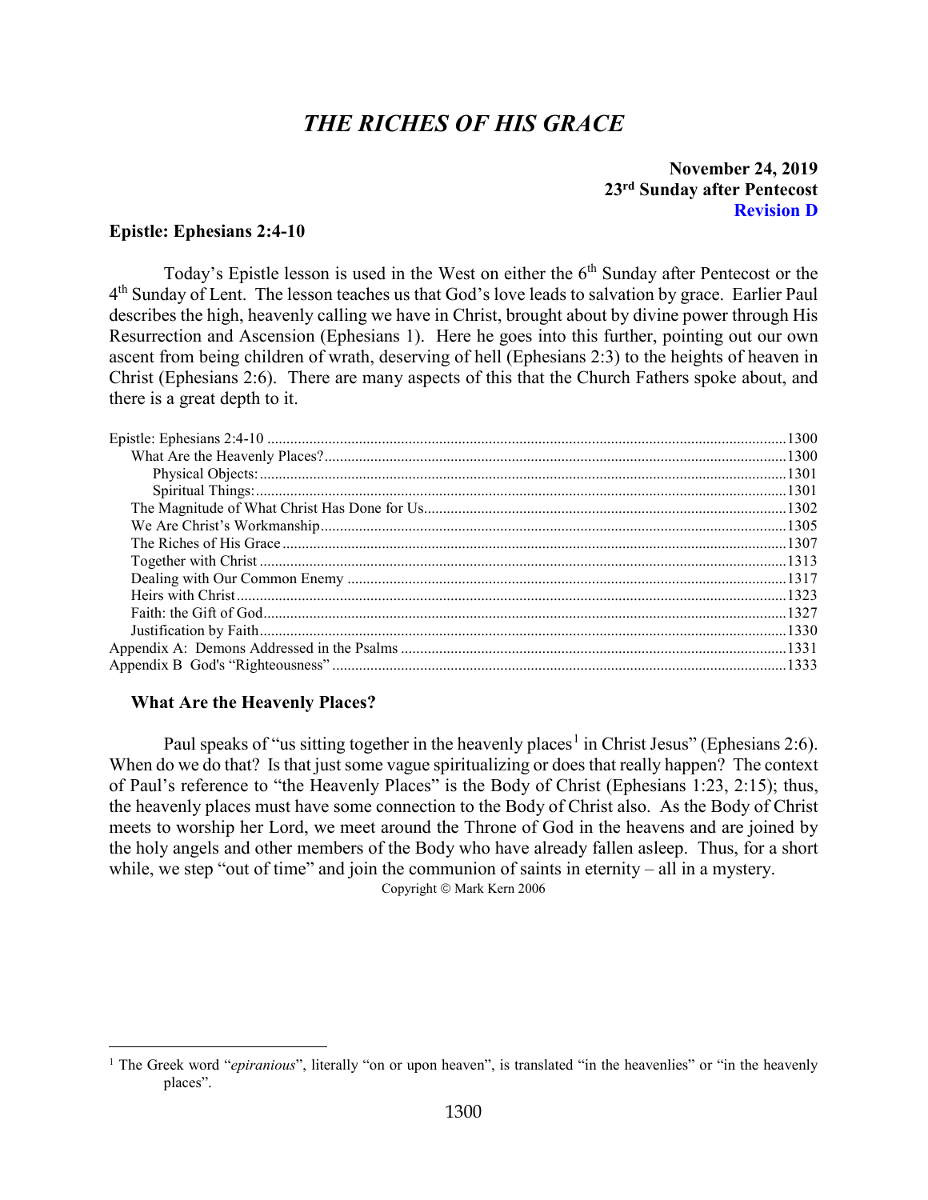# *THE RICHES OF HIS GRACE*

**November 24, 2019**
**23rd Sunday after Pentecost**
**Revision D**

## Epistle: Ephesians 2:4-10

Today's Epistle lesson is used in the West on either the 6th Sunday after Pentecost or the 4th Sunday of Lent. The lesson teaches us that God's love leads to salvation by grace. Earlier Paul describes the high, heavenly calling we have in Christ, brought about by divine power through His Resurrection and Ascension (Ephesians 1). Here he goes into this further, pointing out our own ascent from being children of wrath, deserving of hell (Ephesians 2:3) to the heights of heaven in Christ (Ephesians 2:6). There are many aspects of this that the Church Fathers spoke about, and there is a great depth to it.

- Epistle: Ephesians 2:4-10 ....... 1300
  - What Are the Heavenly Places? ....... 1300
    - Physical Objects: ....... 1301
    - Spiritual Things: ....... 1301
  - The Magnitude of What Christ Has Done for Us ....... 1302
  - We Are Christ's Workmanship ....... 1305
  - The Riches of His Grace ....... 1307
  - Together with Christ ....... 1313
  - Dealing with Our Common Enemy ....... 1317
  - Heirs with Christ ....... 1323
  - Faith: the Gift of God ....... 1327
  - Justification by Faith ....... 1330
- Appendix A: Demons Addressed in the Psalms ....... 1331
- Appendix B God's "Righteousness" ....... 1333

### What Are the Heavenly Places?

Paul speaks of "us sitting together in the heavenly places[1] in Christ Jesus" (Ephesians 2:6). When do we do that? Is that just some vague spiritualizing or does that really happen? The context of Paul's reference to "the Heavenly Places" is the Body of Christ (Ephesians 1:23, 2:15); thus, the heavenly places must have some connection to the Body of Christ also. As the Body of Christ meets to worship her Lord, we meet around the Throne of God in the heavens and are joined by the holy angels and other members of the Body who have already fallen asleep. Thus, for a short while, we step "out of time" and join the communion of saints in eternity – all in a mystery.

Copyright © Mark Kern 2006

[1] The Greek word "*epiranious*", literally "on or upon heaven", is translated "in the heavenlies" or "in the heavenly places".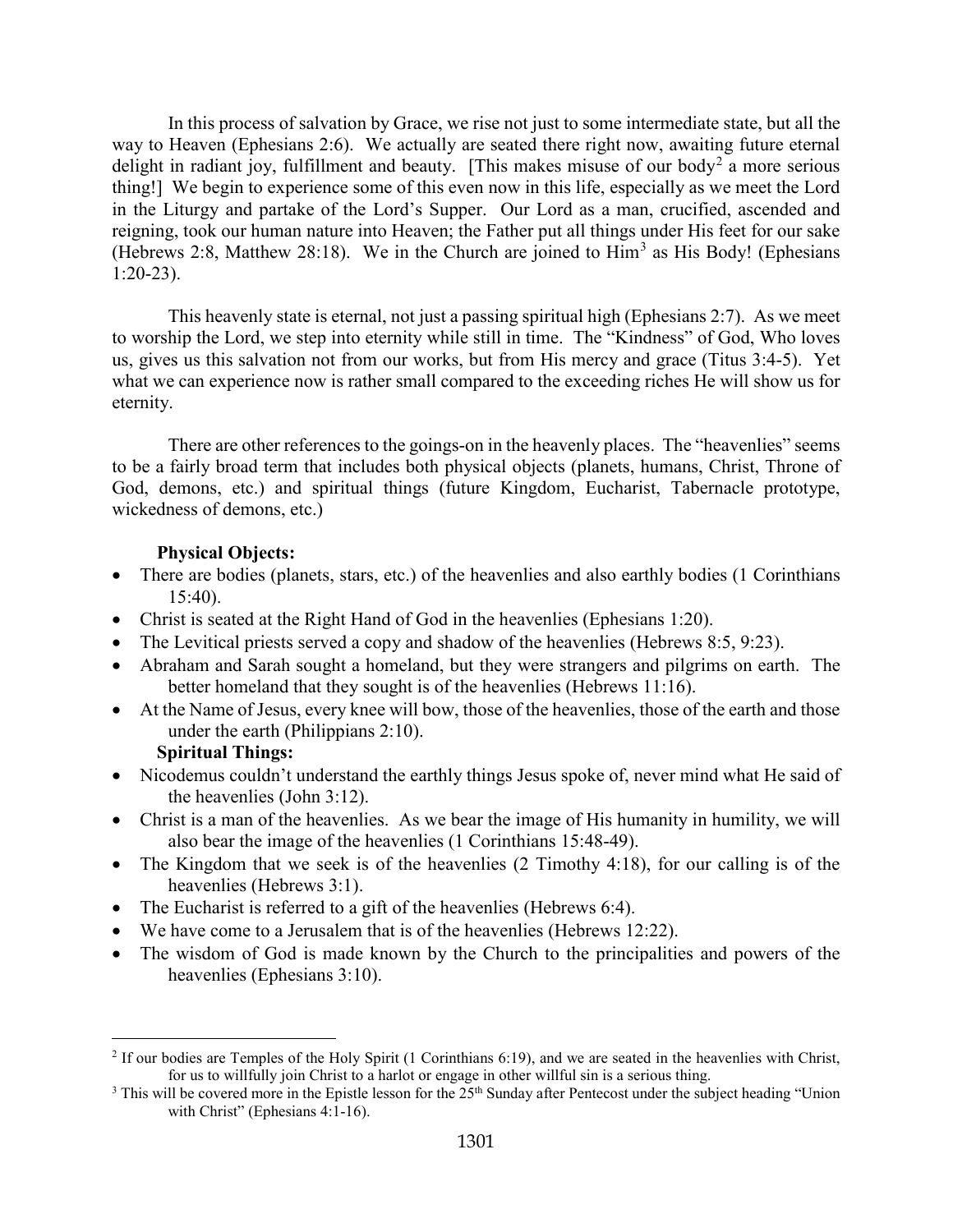In this process of salvation by Grace, we rise not just to some intermediate state, but all the way to Heaven (Ephesians 2:6). We actually are seated there right now, awaiting future eternal delight in radiant joy, fulfillment and beauty. [This makes misuse of our body[2] a more serious thing!] We begin to experience some of this even now in this life, especially as we meet the Lord in the Liturgy and partake of the Lord's Supper. Our Lord as a man, crucified, ascended and reigning, took our human nature into Heaven; the Father put all things under His feet for our sake (Hebrews 2:8, Matthew 28:18). We in the Church are joined to Him[3] as His Body! (Ephesians 1:20-23).

This heavenly state is eternal, not just a passing spiritual high (Ephesians 2:7). As we meet to worship the Lord, we step into eternity while still in time. The "Kindness" of God, Who loves us, gives us this salvation not from our works, but from His mercy and grace (Titus 3:4-5). Yet what we can experience now is rather small compared to the exceeding riches He will show us for eternity.

There are other references to the goings-on in the heavenly places. The "heavenlies" seems to be a fairly broad term that includes both physical objects (planets, humans, Christ, Throne of God, demons, etc.) and spiritual things (future Kingdom, Eucharist, Tabernacle prototype, wickedness of demons, etc.)

**Physical Objects:**

- There are bodies (planets, stars, etc.) of the heavenlies and also earthly bodies (1 Corinthians 15:40).
- Christ is seated at the Right Hand of God in the heavenlies (Ephesians 1:20).
- The Levitical priests served a copy and shadow of the heavenlies (Hebrews 8:5, 9:23).
- Abraham and Sarah sought a homeland, but they were strangers and pilgrims on earth. The better homeland that they sought is of the heavenlies (Hebrews 11:16).
- At the Name of Jesus, every knee will bow, those of the heavenlies, those of the earth and those under the earth (Philippians 2:10).

**Spiritual Things:**

- Nicodemus couldn't understand the earthly things Jesus spoke of, never mind what He said of the heavenlies (John 3:12).
- Christ is a man of the heavenlies. As we bear the image of His humanity in humility, we will also bear the image of the heavenlies (1 Corinthians 15:48-49).
- The Kingdom that we seek is of the heavenlies (2 Timothy 4:18), for our calling is of the heavenlies (Hebrews 3:1).
- The Eucharist is referred to a gift of the heavenlies (Hebrews 6:4).
- We have come to a Jerusalem that is of the heavenlies (Hebrews 12:22).
- The wisdom of God is made known by the Church to the principalities and powers of the heavenlies (Ephesians 3:10).

---

[2] If our bodies are Temples of the Holy Spirit (1 Corinthians 6:19), and we are seated in the heavenlies with Christ, for us to willfully join Christ to a harlot or engage in other willful sin is a serious thing.

[3] This will be covered more in the Epistle lesson for the 25th Sunday after Pentecost under the subject heading "Union with Christ" (Ephesians 4:1-16).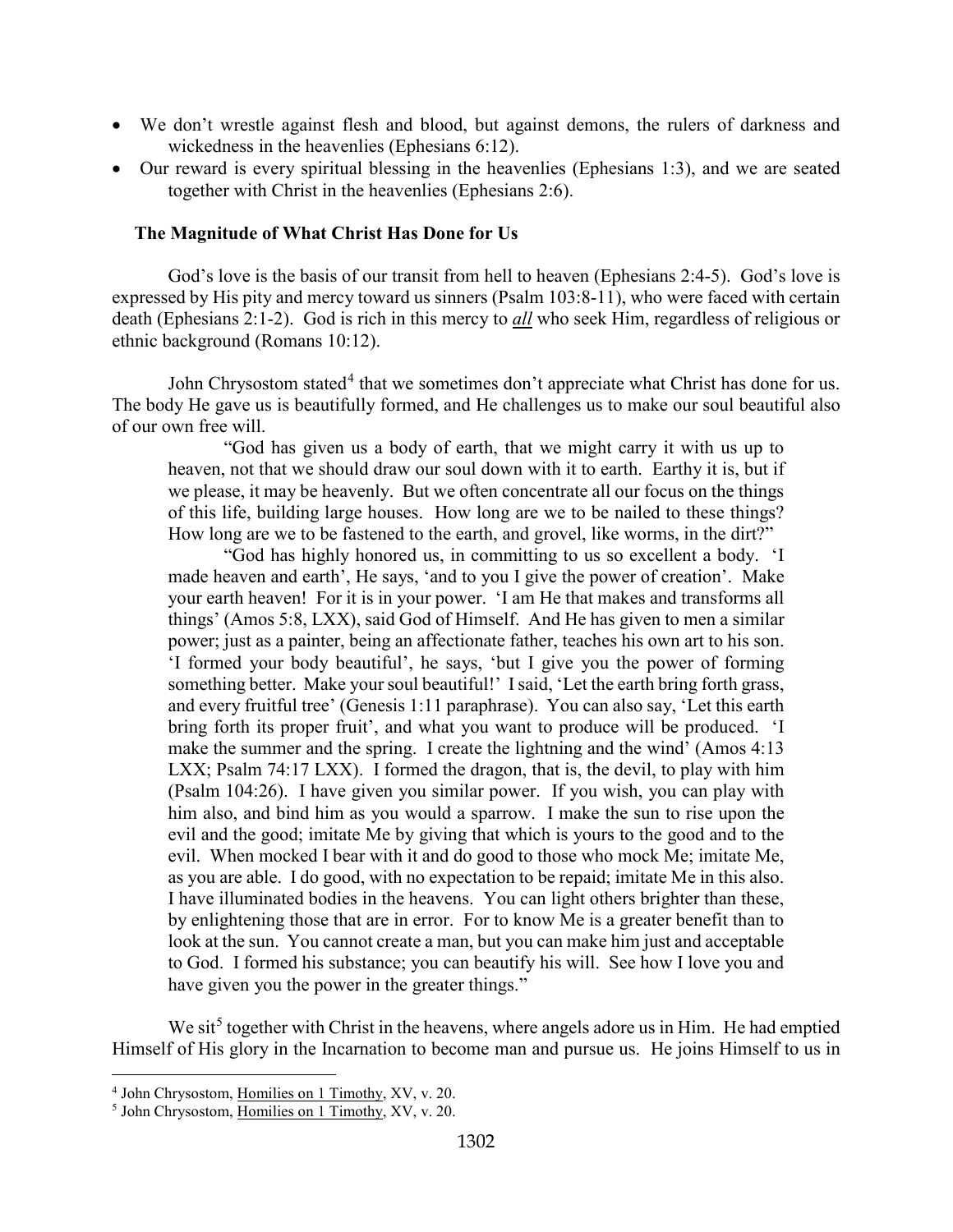- We don't wrestle against flesh and blood, but against demons, the rulers of darkness and wickedness in the heavenlies (Ephesians 6:12).
- Our reward is every spiritual blessing in the heavenlies (Ephesians 1:3), and we are seated together with Christ in the heavenlies (Ephesians 2:6).

### The Magnitude of What Christ Has Done for Us

God's love is the basis of our transit from hell to heaven (Ephesians 2:4-5). God's love is expressed by His pity and mercy toward us sinners (Psalm 103:8-11), who were faced with certain death (Ephesians 2:1-2). God is rich in this mercy to ***all*** who seek Him, regardless of religious or ethnic background (Romans 10:12).

John Chrysostom stated[4] that we sometimes don't appreciate what Christ has done for us. The body He gave us is beautifully formed, and He challenges us to make our soul beautiful also of our own free will.

> "God has given us a body of earth, that we might carry it with us up to heaven, not that we should draw our soul down with it to earth. Earthy it is, but if we please, it may be heavenly. But we often concentrate all our focus on the things of this life, building large houses. How long are we to be nailed to these things? How long are we to be fastened to the earth, and grovel, like worms, in the dirt?"
>
> "God has highly honored us, in committing to us so excellent a body. 'I made heaven and earth', He says, 'and to you I give the power of creation'. Make your earth heaven! For it is in your power. 'I am He that makes and transforms all things' (Amos 5:8, LXX), said God of Himself. And He has given to men a similar power; just as a painter, being an affectionate father, teaches his own art to his son. 'I formed your body beautiful', he says, 'but I give you the power of forming something better. Make your soul beautiful!' I said, 'Let the earth bring forth grass, and every fruitful tree' (Genesis 1:11 paraphrase). You can also say, 'Let this earth bring forth its proper fruit', and what you want to produce will be produced. 'I make the summer and the spring. I create the lightning and the wind' (Amos 4:13 LXX; Psalm 74:17 LXX). I formed the dragon, that is, the devil, to play with him (Psalm 104:26). I have given you similar power. If you wish, you can play with him also, and bind him as you would a sparrow. I make the sun to rise upon the evil and the good; imitate Me by giving that which is yours to the good and to the evil. When mocked I bear with it and do good to those who mock Me; imitate Me, as you are able. I do good, with no expectation to be repaid; imitate Me in this also. I have illuminated bodies in the heavens. You can light others brighter than these, by enlightening those that are in error. For to know Me is a greater benefit than to look at the sun. You cannot create a man, but you can make him just and acceptable to God. I formed his substance; you can beautify his will. See how I love you and have given you the power in the greater things."

We sit[5] together with Christ in the heavens, where angels adore us in Him. He had emptied Himself of His glory in the Incarnation to become man and pursue us. He joins Himself to us in

---

[4] John Chrysostom, Homilies on 1 Timothy, XV, v. 20.

[5] John Chrysostom, Homilies on 1 Timothy, XV, v. 20.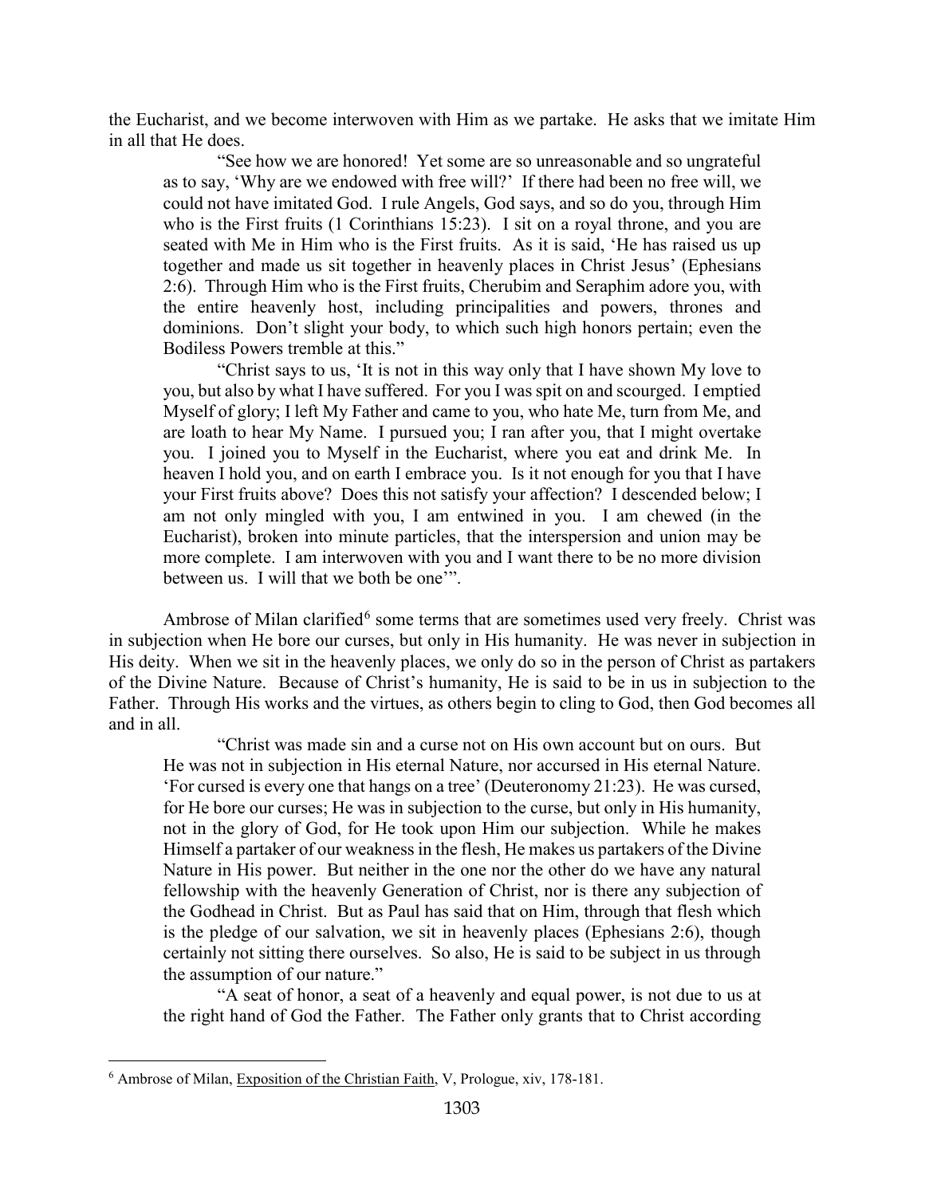the Eucharist, and we become interwoven with Him as we partake. He asks that we imitate Him in all that He does.

> "See how we are honored! Yet some are so unreasonable and so ungrateful as to say, 'Why are we endowed with free will?' If there had been no free will, we could not have imitated God. I rule Angels, God says, and so do you, through Him who is the First fruits (1 Corinthians 15:23). I sit on a royal throne, and you are seated with Me in Him who is the First fruits. As it is said, 'He has raised us up together and made us sit together in heavenly places in Christ Jesus' (Ephesians 2:6). Through Him who is the First fruits, Cherubim and Seraphim adore you, with the entire heavenly host, including principalities and powers, thrones and dominions. Don't slight your body, to which such high honors pertain; even the Bodiless Powers tremble at this."
>
> "Christ says to us, 'It is not in this way only that I have shown My love to you, but also by what I have suffered. For you I was spit on and scourged. I emptied Myself of glory; I left My Father and came to you, who hate Me, turn from Me, and are loath to hear My Name. I pursued you; I ran after you, that I might overtake you. I joined you to Myself in the Eucharist, where you eat and drink Me. In heaven I hold you, and on earth I embrace you. Is it not enough for you that I have your First fruits above? Does this not satisfy your affection? I descended below; I am not only mingled with you, I am entwined in you. I am chewed (in the Eucharist), broken into minute particles, that the interspersion and union may be more complete. I am interwoven with you and I want there to be no more division between us. I will that we both be one'".

Ambrose of Milan clarified[6] some terms that are sometimes used very freely. Christ was in subjection when He bore our curses, but only in His humanity. He was never in subjection in His deity. When we sit in the heavenly places, we only do so in the person of Christ as partakers of the Divine Nature. Because of Christ's humanity, He is said to be in us in subjection to the Father. Through His works and the virtues, as others begin to cling to God, then God becomes all and in all.

> "Christ was made sin and a curse not on His own account but on ours. But He was not in subjection in His eternal Nature, nor accursed in His eternal Nature. 'For cursed is every one that hangs on a tree' (Deuteronomy 21:23). He was cursed, for He bore our curses; He was in subjection to the curse, but only in His humanity, not in the glory of God, for He took upon Him our subjection. While he makes Himself a partaker of our weakness in the flesh, He makes us partakers of the Divine Nature in His power. But neither in the one nor the other do we have any natural fellowship with the heavenly Generation of Christ, nor is there any subjection of the Godhead in Christ. But as Paul has said that on Him, through that flesh which is the pledge of our salvation, we sit in heavenly places (Ephesians 2:6), though certainly not sitting there ourselves. So also, He is said to be subject in us through the assumption of our nature."
>
> "A seat of honor, a seat of a heavenly and equal power, is not due to us at the right hand of God the Father. The Father only grants that to Christ according

---

[6] Ambrose of Milan, Exposition of the Christian Faith, V, Prologue, xiv, 178-181.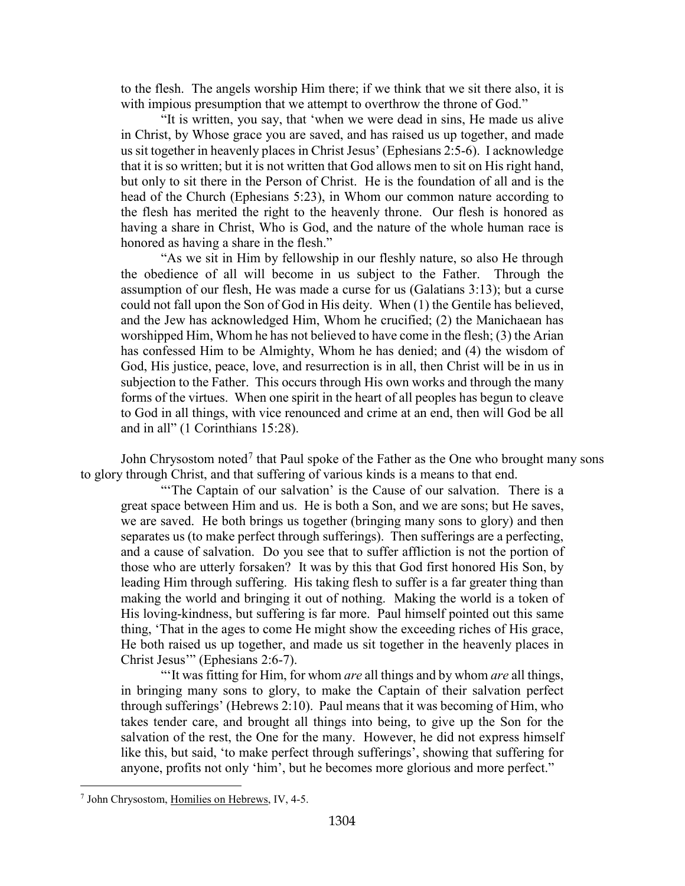to the flesh. The angels worship Him there; if we think that we sit there also, it is with impious presumption that we attempt to overthrow the throne of God."

"It is written, you say, that 'when we were dead in sins, He made us alive in Christ, by Whose grace you are saved, and has raised us up together, and made us sit together in heavenly places in Christ Jesus' (Ephesians 2:5-6). I acknowledge that it is so written; but it is not written that God allows men to sit on His right hand, but only to sit there in the Person of Christ. He is the foundation of all and is the head of the Church (Ephesians 5:23), in Whom our common nature according to the flesh has merited the right to the heavenly throne. Our flesh is honored as having a share in Christ, Who is God, and the nature of the whole human race is honored as having a share in the flesh."

"As we sit in Him by fellowship in our fleshly nature, so also He through the obedience of all will become in us subject to the Father. Through the assumption of our flesh, He was made a curse for us (Galatians 3:13); but a curse could not fall upon the Son of God in His deity. When (1) the Gentile has believed, and the Jew has acknowledged Him, Whom he crucified; (2) the Manichaean has worshipped Him, Whom he has not believed to have come in the flesh; (3) the Arian has confessed Him to be Almighty, Whom he has denied; and (4) the wisdom of God, His justice, peace, love, and resurrection is in all, then Christ will be in us in subjection to the Father. This occurs through His own works and through the many forms of the virtues. When one spirit in the heart of all peoples has begun to cleave to God in all things, with vice renounced and crime at an end, then will God be all and in all" (1 Corinthians 15:28).

John Chrysostom noted[7] that Paul spoke of the Father as the One who brought many sons to glory through Christ, and that suffering of various kinds is a means to that end.

"'The Captain of our salvation' is the Cause of our salvation. There is a great space between Him and us. He is both a Son, and we are sons; but He saves, we are saved. He both brings us together (bringing many sons to glory) and then separates us (to make perfect through sufferings). Then sufferings are a perfecting, and a cause of salvation. Do you see that to suffer affliction is not the portion of those who are utterly forsaken? It was by this that God first honored His Son, by leading Him through suffering. His taking flesh to suffer is a far greater thing than making the world and bringing it out of nothing. Making the world is a token of His loving-kindness, but suffering is far more. Paul himself pointed out this same thing, 'That in the ages to come He might show the exceeding riches of His grace, He both raised us up together, and made us sit together in the heavenly places in Christ Jesus'" (Ephesians 2:6-7).

"'It was fitting for Him, for whom *are* all things and by whom *are* all things, in bringing many sons to glory, to make the Captain of their salvation perfect through sufferings' (Hebrews 2:10). Paul means that it was becoming of Him, who takes tender care, and brought all things into being, to give up the Son for the salvation of the rest, the One for the many. However, he did not express himself like this, but said, 'to make perfect through sufferings', showing that suffering for anyone, profits not only 'him', but he becomes more glorious and more perfect."

---

[7] John Chrysostom, Homilies on Hebrews, IV, 4-5.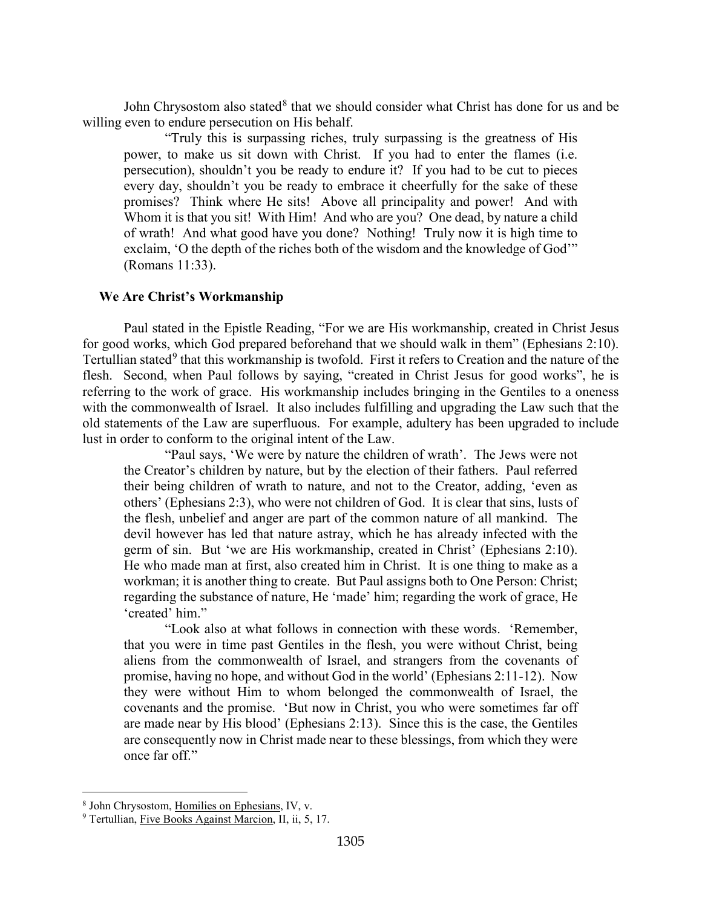John Chrysostom also stated[8] that we should consider what Christ has done for us and be willing even to endure persecution on His behalf.

> "Truly this is surpassing riches, truly surpassing is the greatness of His power, to make us sit down with Christ. If you had to enter the flames (i.e. persecution), shouldn't you be ready to endure it? If you had to be cut to pieces every day, shouldn't you be ready to embrace it cheerfully for the sake of these promises? Think where He sits! Above all principality and power! And with Whom it is that you sit! With Him! And who are you? One dead, by nature a child of wrath! And what good have you done? Nothing! Truly now it is high time to exclaim, 'O the depth of the riches both of the wisdom and the knowledge of God'" (Romans 11:33).

### We Are Christ's Workmanship

Paul stated in the Epistle Reading, "For we are His workmanship, created in Christ Jesus for good works, which God prepared beforehand that we should walk in them" (Ephesians 2:10). Tertullian stated[9] that this workmanship is twofold. First it refers to Creation and the nature of the flesh. Second, when Paul follows by saying, "created in Christ Jesus for good works", he is referring to the work of grace. His workmanship includes bringing in the Gentiles to a oneness with the commonwealth of Israel. It also includes fulfilling and upgrading the Law such that the old statements of the Law are superfluous. For example, adultery has been upgraded to include lust in order to conform to the original intent of the Law.

> "Paul says, 'We were by nature the children of wrath'. The Jews were not the Creator's children by nature, but by the election of their fathers. Paul referred their being children of wrath to nature, and not to the Creator, adding, 'even as others' (Ephesians 2:3), who were not children of God. It is clear that sins, lusts of the flesh, unbelief and anger are part of the common nature of all mankind. The devil however has led that nature astray, which he has already infected with the germ of sin. But 'we are His workmanship, created in Christ' (Ephesians 2:10). He who made man at first, also created him in Christ. It is one thing to make as a workman; it is another thing to create. But Paul assigns both to One Person: Christ; regarding the substance of nature, He 'made' him; regarding the work of grace, He 'created' him."
>
> "Look also at what follows in connection with these words. 'Remember, that you were in time past Gentiles in the flesh, you were without Christ, being aliens from the commonwealth of Israel, and strangers from the covenants of promise, having no hope, and without God in the world' (Ephesians 2:11-12). Now they were without Him to whom belonged the commonwealth of Israel, the covenants and the promise. 'But now in Christ, you who were sometimes far off are made near by His blood' (Ephesians 2:13). Since this is the case, the Gentiles are consequently now in Christ made near to these blessings, from which they were once far off."

---

[8] John Chrysostom, Homilies on Ephesians, IV, v.

[9] Tertullian, Five Books Against Marcion, II, ii, 5, 17.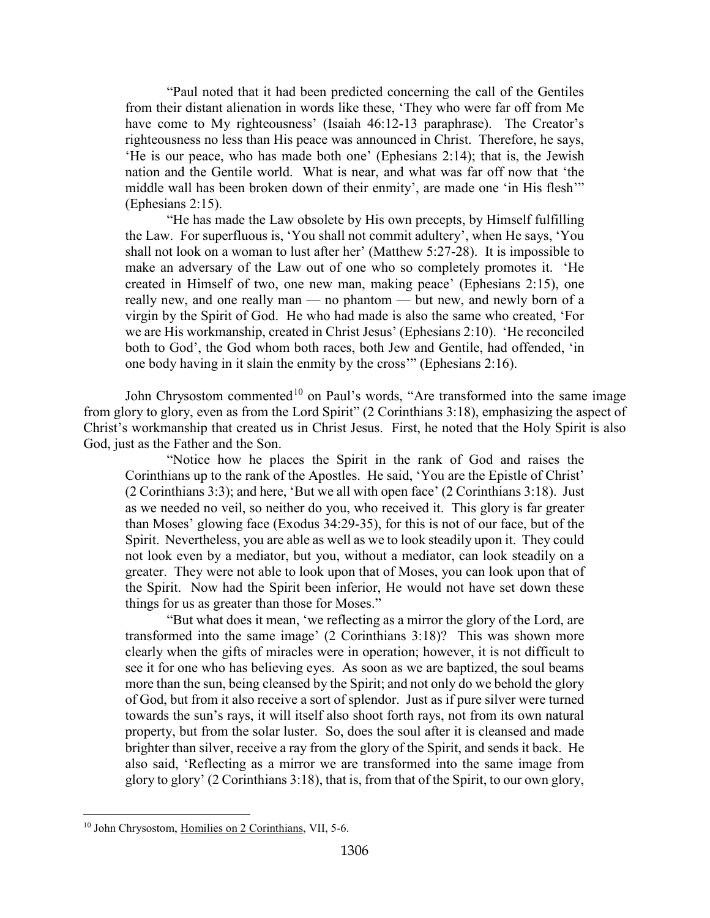> "Paul noted that it had been predicted concerning the call of the Gentiles from their distant alienation in words like these, 'They who were far off from Me have come to My righteousness' (Isaiah 46:12-13 paraphrase). The Creator's righteousness no less than His peace was announced in Christ. Therefore, he says, 'He is our peace, who has made both one' (Ephesians 2:14); that is, the Jewish nation and the Gentile world. What is near, and what was far off now that 'the middle wall has been broken down of their enmity', are made one 'in His flesh'" (Ephesians 2:15).
>
> "He has made the Law obsolete by His own precepts, by Himself fulfilling the Law. For superfluous is, 'You shall not commit adultery', when He says, 'You shall not look on a woman to lust after her' (Matthew 5:27-28). It is impossible to make an adversary of the Law out of one who so completely promotes it. 'He created in Himself of two, one new man, making peace' (Ephesians 2:15), one really new, and one really man — no phantom — but new, and newly born of a virgin by the Spirit of God. He who had made is also the same who created, 'For we are His workmanship, created in Christ Jesus' (Ephesians 2:10). 'He reconciled both to God', the God whom both races, both Jew and Gentile, had offended, 'in one body having in it slain the enmity by the cross'" (Ephesians 2:16).

John Chrysostom commented[10] on Paul's words, "Are transformed into the same image from glory to glory, even as from the Lord Spirit" (2 Corinthians 3:18), emphasizing the aspect of Christ's workmanship that created us in Christ Jesus. First, he noted that the Holy Spirit is also God, just as the Father and the Son.

> "Notice how he places the Spirit in the rank of God and raises the Corinthians up to the rank of the Apostles. He said, 'You are the Epistle of Christ' (2 Corinthians 3:3); and here, 'But we all with open face' (2 Corinthians 3:18). Just as we needed no veil, so neither do you, who received it. This glory is far greater than Moses' glowing face (Exodus 34:29-35), for this is not of our face, but of the Spirit. Nevertheless, you are able as well as we to look steadily upon it. They could not look even by a mediator, but you, without a mediator, can look steadily on a greater. They were not able to look upon that of Moses, you can look upon that of the Spirit. Now had the Spirit been inferior, He would not have set down these things for us as greater than those for Moses."
>
> "But what does it mean, 'we reflecting as a mirror the glory of the Lord, are transformed into the same image' (2 Corinthians 3:18)? This was shown more clearly when the gifts of miracles were in operation; however, it is not difficult to see it for one who has believing eyes. As soon as we are baptized, the soul beams more than the sun, being cleansed by the Spirit; and not only do we behold the glory of God, but from it also receive a sort of splendor. Just as if pure silver were turned towards the sun's rays, it will itself also shoot forth rays, not from its own natural property, but from the solar luster. So, does the soul after it is cleansed and made brighter than silver, receive a ray from the glory of the Spirit, and sends it back. He also said, 'Reflecting as a mirror we are transformed into the same image from glory to glory' (2 Corinthians 3:18), that is, from that of the Spirit, to our own glory,

---

[10] John Chrysostom, Homilies on 2 Corinthians, VII, 5-6.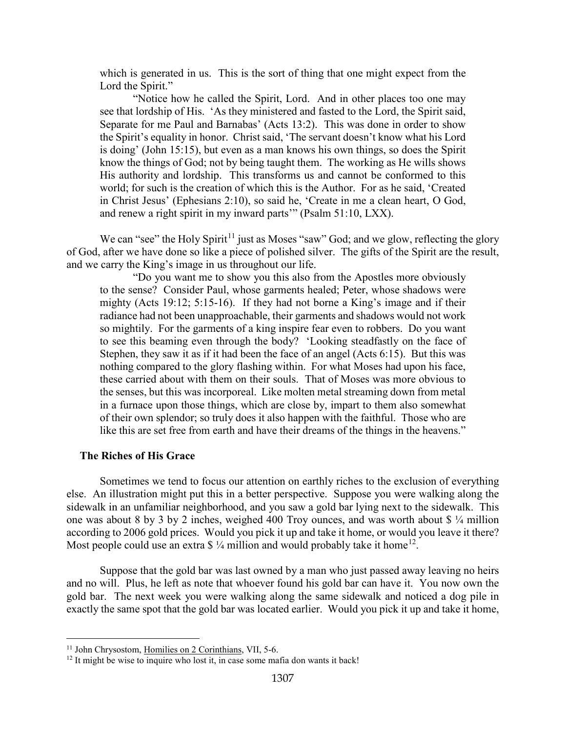which is generated in us. This is the sort of thing that one might expect from the Lord the Spirit."

> "Notice how he called the Spirit, Lord. And in other places too one may see that lordship of His. 'As they ministered and fasted to the Lord, the Spirit said, Separate for me Paul and Barnabas' (Acts 13:2). This was done in order to show the Spirit's equality in honor. Christ said, 'The servant doesn't know what his Lord is doing' (John 15:15), but even as a man knows his own things, so does the Spirit know the things of God; not by being taught them. The working as He wills shows His authority and lordship. This transforms us and cannot be conformed to this world; for such is the creation of which this is the Author. For as he said, 'Created in Christ Jesus' (Ephesians 2:10), so said he, 'Create in me a clean heart, O God, and renew a right spirit in my inward parts'" (Psalm 51:10, LXX).

We can "see" the Holy Spirit[11] just as Moses "saw" God; and we glow, reflecting the glory of God, after we have done so like a piece of polished silver. The gifts of the Spirit are the result, and we carry the King's image in us throughout our life.

> "Do you want me to show you this also from the Apostles more obviously to the sense? Consider Paul, whose garments healed; Peter, whose shadows were mighty (Acts 19:12; 5:15-16). If they had not borne a King's image and if their radiance had not been unapproachable, their garments and shadows would not work so mightily. For the garments of a king inspire fear even to robbers. Do you want to see this beaming even through the body? 'Looking steadfastly on the face of Stephen, they saw it as if it had been the face of an angel (Acts 6:15). But this was nothing compared to the glory flashing within. For what Moses had upon his face, these carried about with them on their souls. That of Moses was more obvious to the senses, but this was incorporeal. Like molten metal streaming down from metal in a furnace upon those things, which are close by, impart to them also somewhat of their own splendor; so truly does it also happen with the faithful. Those who are like this are set free from earth and have their dreams of the things in the heavens."

### The Riches of His Grace

Sometimes we tend to focus our attention on earthly riches to the exclusion of everything else. An illustration might put this in a better perspective. Suppose you were walking along the sidewalk in an unfamiliar neighborhood, and you saw a gold bar lying next to the sidewalk. This one was about 8 by 3 by 2 inches, weighed 400 Troy ounces, and was worth about $ ¼ million according to 2006 gold prices. Would you pick it up and take it home, or would you leave it there? Most people could use an extra $ ¼ million and would probably take it home[12].

Suppose that the gold bar was last owned by a man who just passed away leaving no heirs and no will. Plus, he left as note that whoever found his gold bar can have it. You now own the gold bar. The next week you were walking along the same sidewalk and noticed a dog pile in exactly the same spot that the gold bar was located earlier. Would you pick it up and take it home,

---

[11] John Chrysostom, Homilies on 2 Corinthians, VII, 5-6.

[12] It might be wise to inquire who lost it, in case some mafia don wants it back!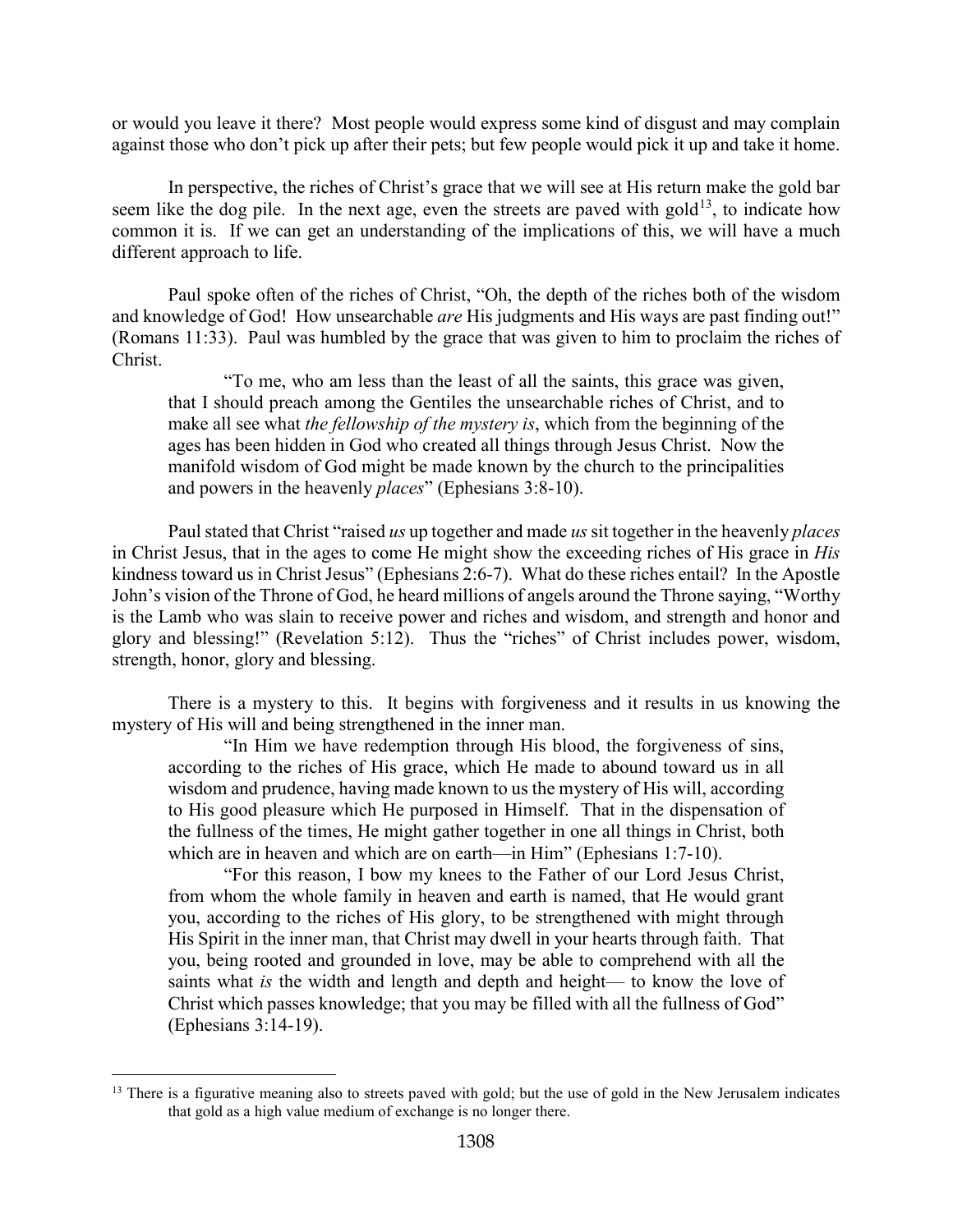or would you leave it there? Most people would express some kind of disgust and may complain against those who don't pick up after their pets; but few people would pick it up and take it home.

In perspective, the riches of Christ's grace that we will see at His return make the gold bar seem like the dog pile. In the next age, even the streets are paved with gold[13], to indicate how common it is. If we can get an understanding of the implications of this, we will have a much different approach to life.

Paul spoke often of the riches of Christ, "Oh, the depth of the riches both of the wisdom and knowledge of God! How unsearchable *are* His judgments and His ways are past finding out!" (Romans 11:33). Paul was humbled by the grace that was given to him to proclaim the riches of Christ.

> "To me, who am less than the least of all the saints, this grace was given, that I should preach among the Gentiles the unsearchable riches of Christ, and to make all see what *the fellowship of the mystery is*, which from the beginning of the ages has been hidden in God who created all things through Jesus Christ. Now the manifold wisdom of God might be made known by the church to the principalities and powers in the heavenly *places*" (Ephesians 3:8-10).

Paul stated that Christ "raised *us* up together and made *us* sit together in the heavenly *places* in Christ Jesus, that in the ages to come He might show the exceeding riches of His grace in *His* kindness toward us in Christ Jesus" (Ephesians 2:6-7). What do these riches entail? In the Apostle John's vision of the Throne of God, he heard millions of angels around the Throne saying, "Worthy is the Lamb who was slain to receive power and riches and wisdom, and strength and honor and glory and blessing!" (Revelation 5:12). Thus the "riches" of Christ includes power, wisdom, strength, honor, glory and blessing.

There is a mystery to this. It begins with forgiveness and it results in us knowing the mystery of His will and being strengthened in the inner man.

> "In Him we have redemption through His blood, the forgiveness of sins, according to the riches of His grace, which He made to abound toward us in all wisdom and prudence, having made known to us the mystery of His will, according to His good pleasure which He purposed in Himself. That in the dispensation of the fullness of the times, He might gather together in one all things in Christ, both which are in heaven and which are on earth—in Him" (Ephesians 1:7-10).
>
> "For this reason, I bow my knees to the Father of our Lord Jesus Christ, from whom the whole family in heaven and earth is named, that He would grant you, according to the riches of His glory, to be strengthened with might through His Spirit in the inner man, that Christ may dwell in your hearts through faith. That you, being rooted and grounded in love, may be able to comprehend with all the saints what *is* the width and length and depth and height— to know the love of Christ which passes knowledge; that you may be filled with all the fullness of God" (Ephesians 3:14-19).

---

[13] There is a figurative meaning also to streets paved with gold; but the use of gold in the New Jerusalem indicates that gold as a high value medium of exchange is no longer there.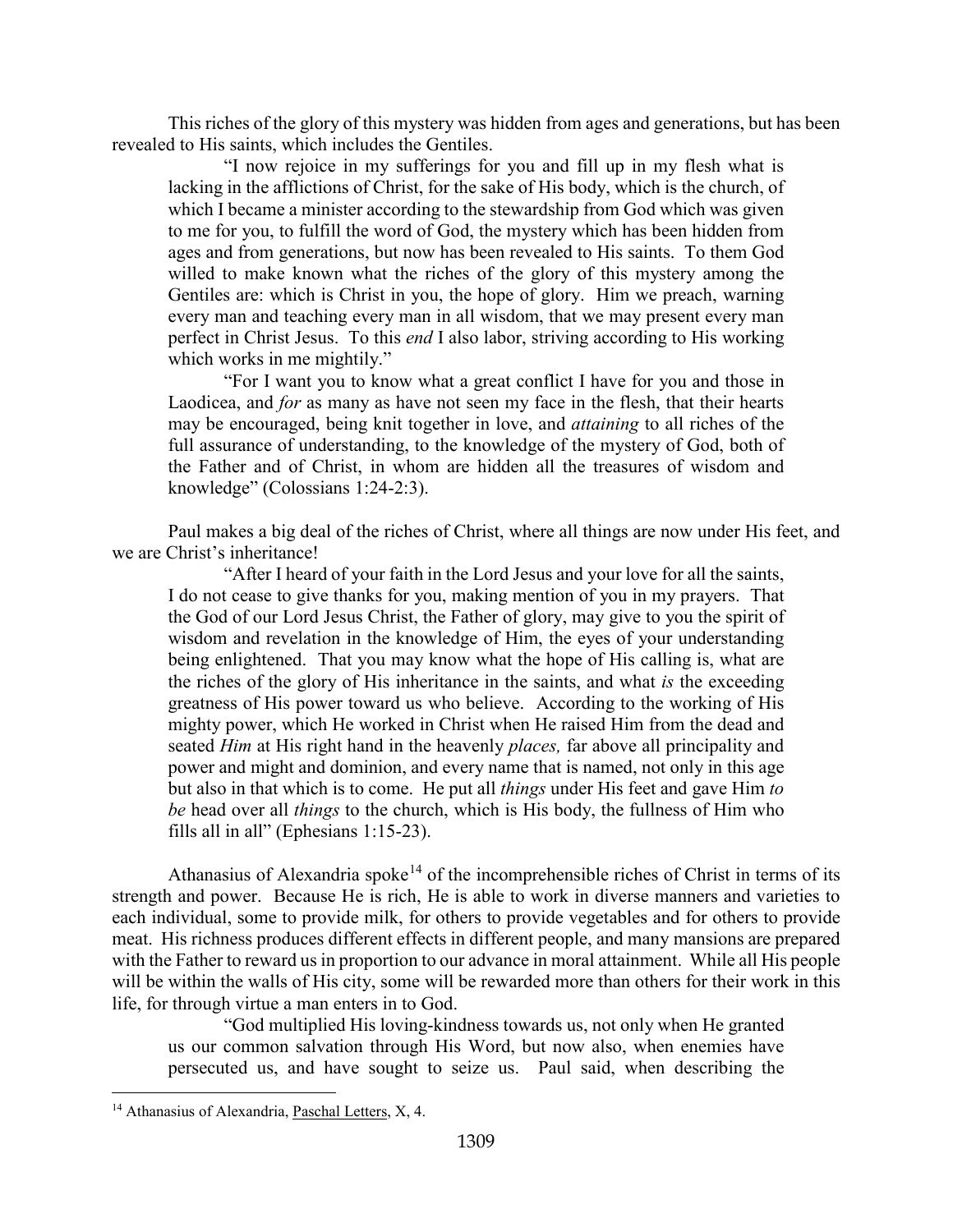This riches of the glory of this mystery was hidden from ages and generations, but has been revealed to His saints, which includes the Gentiles.

> "I now rejoice in my sufferings for you and fill up in my flesh what is lacking in the afflictions of Christ, for the sake of His body, which is the church, of which I became a minister according to the stewardship from God which was given to me for you, to fulfill the word of God, the mystery which has been hidden from ages and from generations, but now has been revealed to His saints. To them God willed to make known what the riches of the glory of this mystery among the Gentiles are: which is Christ in you, the hope of glory. Him we preach, warning every man and teaching every man in all wisdom, that we may present every man perfect in Christ Jesus. To this *end* I also labor, striving according to His working which works in me mightily."
>
> "For I want you to know what a great conflict I have for you and those in Laodicea, and *for* as many as have not seen my face in the flesh, that their hearts may be encouraged, being knit together in love, and *attaining* to all riches of the full assurance of understanding, to the knowledge of the mystery of God, both of the Father and of Christ, in whom are hidden all the treasures of wisdom and knowledge" (Colossians 1:24-2:3).

Paul makes a big deal of the riches of Christ, where all things are now under His feet, and we are Christ's inheritance!

> "After I heard of your faith in the Lord Jesus and your love for all the saints, I do not cease to give thanks for you, making mention of you in my prayers. That the God of our Lord Jesus Christ, the Father of glory, may give to you the spirit of wisdom and revelation in the knowledge of Him, the eyes of your understanding being enlightened. That you may know what the hope of His calling is, what are the riches of the glory of His inheritance in the saints, and what *is* the exceeding greatness of His power toward us who believe. According to the working of His mighty power, which He worked in Christ when He raised Him from the dead and seated *Him* at His right hand in the heavenly *places,* far above all principality and power and might and dominion, and every name that is named, not only in this age but also in that which is to come. He put all *things* under His feet and gave Him *to be* head over all *things* to the church, which is His body, the fullness of Him who fills all in all" (Ephesians 1:15-23).

Athanasius of Alexandria spoke[14] of the incomprehensible riches of Christ in terms of its strength and power. Because He is rich, He is able to work in diverse manners and varieties to each individual, some to provide milk, for others to provide vegetables and for others to provide meat. His richness produces different effects in different people, and many mansions are prepared with the Father to reward us in proportion to our advance in moral attainment. While all His people will be within the walls of His city, some will be rewarded more than others for their work in this life, for through virtue a man enters in to God.

> "God multiplied His loving-kindness towards us, not only when He granted us our common salvation through His Word, but now also, when enemies have persecuted us, and have sought to seize us. Paul said, when describing the

---

[14] Athanasius of Alexandria, Paschal Letters, X, 4.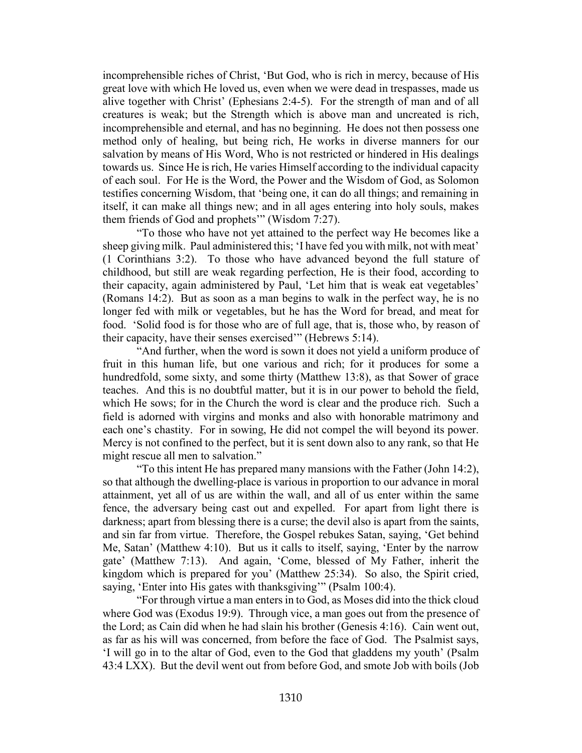incomprehensible riches of Christ, 'But God, who is rich in mercy, because of His great love with which He loved us, even when we were dead in trespasses, made us alive together with Christ' (Ephesians 2:4-5). For the strength of man and of all creatures is weak; but the Strength which is above man and uncreated is rich, incomprehensible and eternal, and has no beginning. He does not then possess one method only of healing, but being rich, He works in diverse manners for our salvation by means of His Word, Who is not restricted or hindered in His dealings towards us. Since He is rich, He varies Himself according to the individual capacity of each soul. For He is the Word, the Power and the Wisdom of God, as Solomon testifies concerning Wisdom, that 'being one, it can do all things; and remaining in itself, it can make all things new; and in all ages entering into holy souls, makes them friends of God and prophets'" (Wisdom 7:27).

"To those who have not yet attained to the perfect way He becomes like a sheep giving milk. Paul administered this; 'I have fed you with milk, not with meat' (1 Corinthians 3:2). To those who have advanced beyond the full stature of childhood, but still are weak regarding perfection, He is their food, according to their capacity, again administered by Paul, 'Let him that is weak eat vegetables' (Romans 14:2). But as soon as a man begins to walk in the perfect way, he is no longer fed with milk or vegetables, but he has the Word for bread, and meat for food. 'Solid food is for those who are of full age, that is, those who, by reason of their capacity, have their senses exercised'" (Hebrews 5:14).

"And further, when the word is sown it does not yield a uniform produce of fruit in this human life, but one various and rich; for it produces for some a hundredfold, some sixty, and some thirty (Matthew 13:8), as that Sower of grace teaches. And this is no doubtful matter, but it is in our power to behold the field, which He sows; for in the Church the word is clear and the produce rich. Such a field is adorned with virgins and monks and also with honorable matrimony and each one's chastity. For in sowing, He did not compel the will beyond its power. Mercy is not confined to the perfect, but it is sent down also to any rank, so that He might rescue all men to salvation."

"To this intent He has prepared many mansions with the Father (John 14:2), so that although the dwelling-place is various in proportion to our advance in moral attainment, yet all of us are within the wall, and all of us enter within the same fence, the adversary being cast out and expelled. For apart from light there is darkness; apart from blessing there is a curse; the devil also is apart from the saints, and sin far from virtue. Therefore, the Gospel rebukes Satan, saying, 'Get behind Me, Satan' (Matthew 4:10). But us it calls to itself, saying, 'Enter by the narrow gate' (Matthew 7:13). And again, 'Come, blessed of My Father, inherit the kingdom which is prepared for you' (Matthew 25:34). So also, the Spirit cried, saying, 'Enter into His gates with thanksgiving'" (Psalm 100:4).

"For through virtue a man enters in to God, as Moses did into the thick cloud where God was (Exodus 19:9). Through vice, a man goes out from the presence of the Lord; as Cain did when he had slain his brother (Genesis 4:16). Cain went out, as far as his will was concerned, from before the face of God. The Psalmist says, 'I will go in to the altar of God, even to the God that gladdens my youth' (Psalm 43:4 LXX). But the devil went out from before God, and smote Job with boils (Job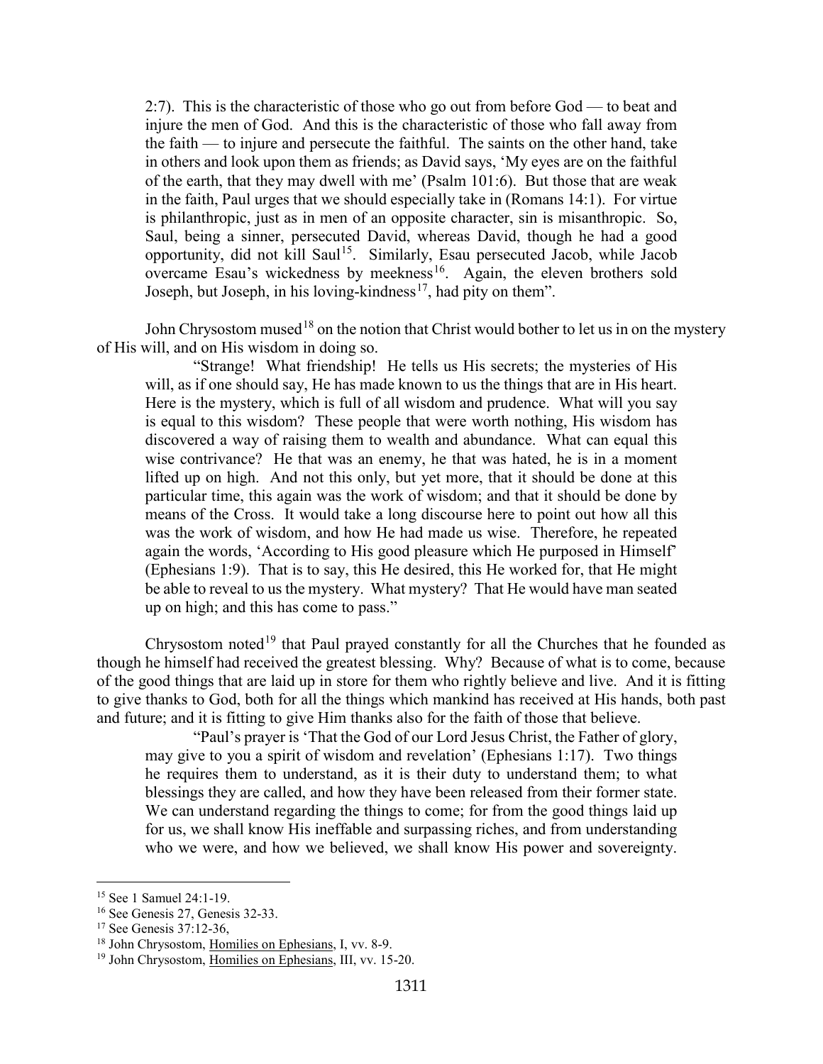2:7). This is the characteristic of those who go out from before God — to beat and injure the men of God. And this is the characteristic of those who fall away from the faith — to injure and persecute the faithful. The saints on the other hand, take in others and look upon them as friends; as David says, 'My eyes are on the faithful of the earth, that they may dwell with me' (Psalm 101:6). But those that are weak in the faith, Paul urges that we should especially take in (Romans 14:1). For virtue is philanthropic, just as in men of an opposite character, sin is misanthropic. So, Saul, being a sinner, persecuted David, whereas David, though he had a good opportunity, did not kill Saul[15]. Similarly, Esau persecuted Jacob, while Jacob overcame Esau's wickedness by meekness[16]. Again, the eleven brothers sold Joseph, but Joseph, in his loving-kindness[17], had pity on them".

John Chrysostom mused[18] on the notion that Christ would bother to let us in on the mystery of His will, and on His wisdom in doing so.

> "Strange! What friendship! He tells us His secrets; the mysteries of His will, as if one should say, He has made known to us the things that are in His heart. Here is the mystery, which is full of all wisdom and prudence. What will you say is equal to this wisdom? These people that were worth nothing, His wisdom has discovered a way of raising them to wealth and abundance. What can equal this wise contrivance? He that was an enemy, he that was hated, he is in a moment lifted up on high. And not this only, but yet more, that it should be done at this particular time, this again was the work of wisdom; and that it should be done by means of the Cross. It would take a long discourse here to point out how all this was the work of wisdom, and how He had made us wise. Therefore, he repeated again the words, 'According to His good pleasure which He purposed in Himself' (Ephesians 1:9). That is to say, this He desired, this He worked for, that He might be able to reveal to us the mystery. What mystery? That He would have man seated up on high; and this has come to pass."

Chrysostom noted[19] that Paul prayed constantly for all the Churches that he founded as though he himself had received the greatest blessing. Why? Because of what is to come, because of the good things that are laid up in store for them who rightly believe and live. And it is fitting to give thanks to God, both for all the things which mankind has received at His hands, both past and future; and it is fitting to give Him thanks also for the faith of those that believe.

> "Paul's prayer is 'That the God of our Lord Jesus Christ, the Father of glory, may give to you a spirit of wisdom and revelation' (Ephesians 1:17). Two things he requires them to understand, as it is their duty to understand them; to what blessings they are called, and how they have been released from their former state. We can understand regarding the things to come; for from the good things laid up for us, we shall know His ineffable and surpassing riches, and from understanding who we were, and how we believed, we shall know His power and sovereignty.

---

[15] See 1 Samuel 24:1-19.

[16] See Genesis 27, Genesis 32-33.

[17] See Genesis 37:12-36,

[18] John Chrysostom, Homilies on Ephesians, I, vv. 8-9.

[19] John Chrysostom, Homilies on Ephesians, III, vv. 15-20.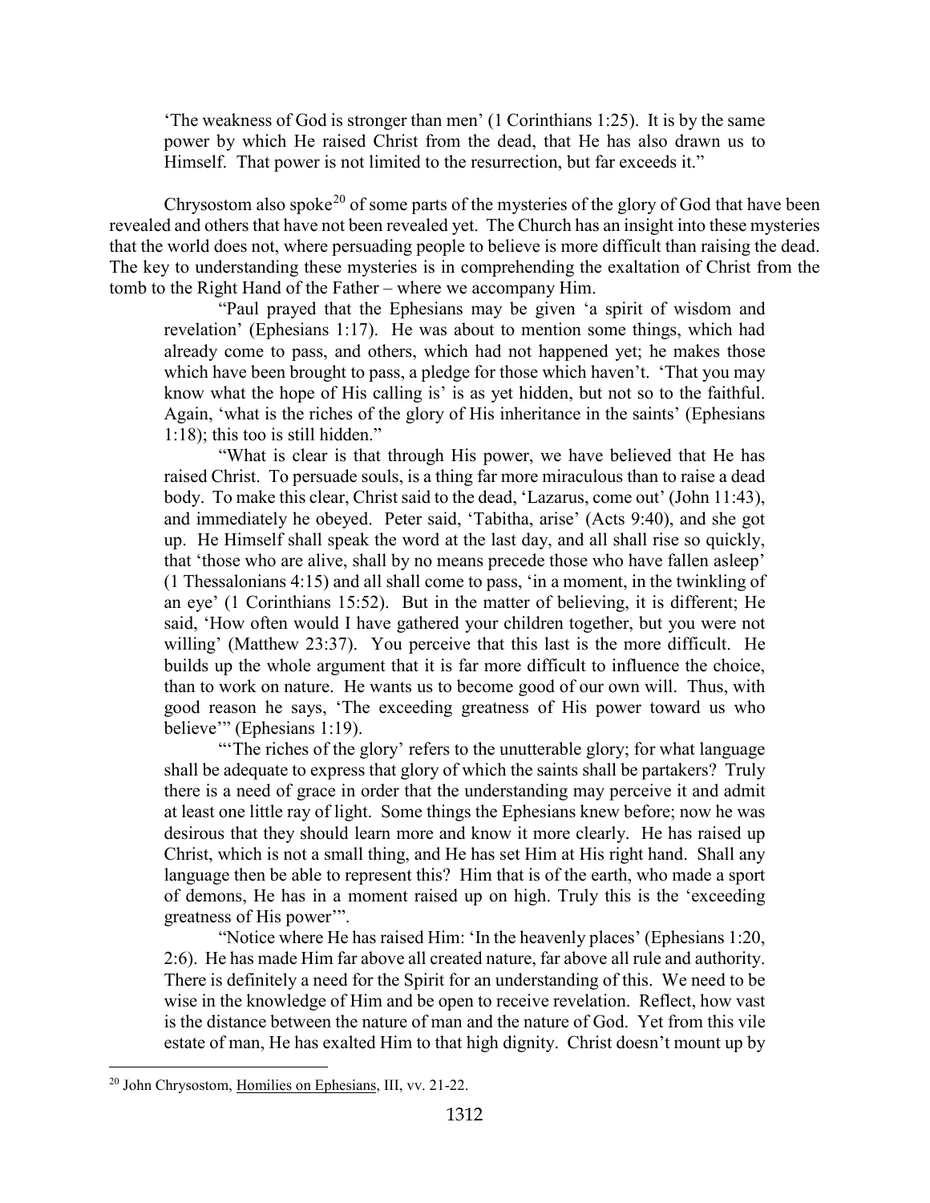'The weakness of God is stronger than men' (1 Corinthians 1:25). It is by the same power by which He raised Christ from the dead, that He has also drawn us to Himself. That power is not limited to the resurrection, but far exceeds it."

Chrysostom also spoke[20] of some parts of the mysteries of the glory of God that have been revealed and others that have not been revealed yet. The Church has an insight into these mysteries that the world does not, where persuading people to believe is more difficult than raising the dead. The key to understanding these mysteries is in comprehending the exaltation of Christ from the tomb to the Right Hand of the Father – where we accompany Him.

> "Paul prayed that the Ephesians may be given 'a spirit of wisdom and revelation' (Ephesians 1:17). He was about to mention some things, which had already come to pass, and others, which had not happened yet; he makes those which have been brought to pass, a pledge for those which haven't. 'That you may know what the hope of His calling is' is as yet hidden, but not so to the faithful. Again, 'what is the riches of the glory of His inheritance in the saints' (Ephesians 1:18); this too is still hidden."
>
> "What is clear is that through His power, we have believed that He has raised Christ. To persuade souls, is a thing far more miraculous than to raise a dead body. To make this clear, Christ said to the dead, 'Lazarus, come out' (John 11:43), and immediately he obeyed. Peter said, 'Tabitha, arise' (Acts 9:40), and she got up. He Himself shall speak the word at the last day, and all shall rise so quickly, that 'those who are alive, shall by no means precede those who have fallen asleep' (1 Thessalonians 4:15) and all shall come to pass, 'in a moment, in the twinkling of an eye' (1 Corinthians 15:52). But in the matter of believing, it is different; He said, 'How often would I have gathered your children together, but you were not willing' (Matthew 23:37). You perceive that this last is the more difficult. He builds up the whole argument that it is far more difficult to influence the choice, than to work on nature. He wants us to become good of our own will. Thus, with good reason he says, 'The exceeding greatness of His power toward us who believe'" (Ephesians 1:19).
>
> "'The riches of the glory' refers to the unutterable glory; for what language shall be adequate to express that glory of which the saints shall be partakers? Truly there is a need of grace in order that the understanding may perceive it and admit at least one little ray of light. Some things the Ephesians knew before; now he was desirous that they should learn more and know it more clearly. He has raised up Christ, which is not a small thing, and He has set Him at His right hand. Shall any language then be able to represent this? Him that is of the earth, who made a sport of demons, He has in a moment raised up on high. Truly this is the 'exceeding greatness of His power'".
>
> "Notice where He has raised Him: 'In the heavenly places' (Ephesians 1:20, 2:6). He has made Him far above all created nature, far above all rule and authority. There is definitely a need for the Spirit for an understanding of this. We need to be wise in the knowledge of Him and be open to receive revelation. Reflect, how vast is the distance between the nature of man and the nature of God. Yet from this vile estate of man, He has exalted Him to that high dignity. Christ doesn't mount up by

[20] John Chrysostom, Homilies on Ephesians, III, vv. 21-22.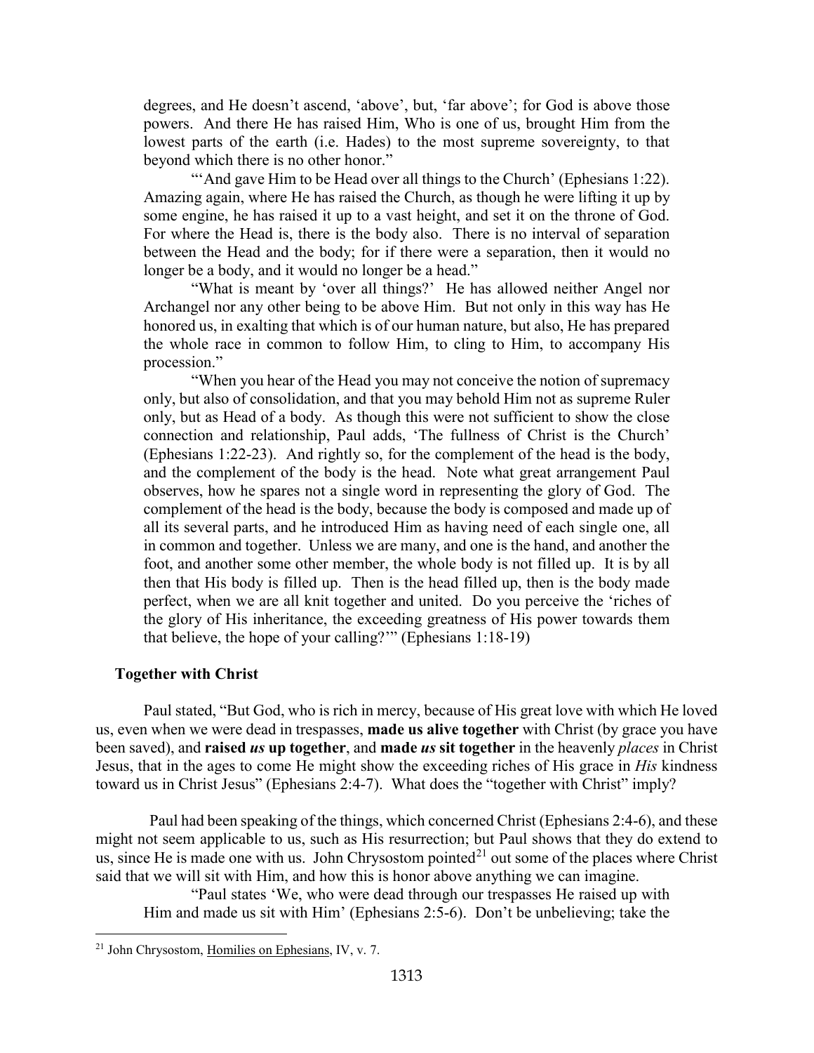degrees, and He doesn't ascend, 'above', but, 'far above'; for God is above those powers. And there He has raised Him, Who is one of us, brought Him from the lowest parts of the earth (i.e. Hades) to the most supreme sovereignty, to that beyond which there is no other honor."

"'And gave Him to be Head over all things to the Church' (Ephesians 1:22). Amazing again, where He has raised the Church, as though he were lifting it up by some engine, he has raised it up to a vast height, and set it on the throne of God. For where the Head is, there is the body also. There is no interval of separation between the Head and the body; for if there were a separation, then it would no longer be a body, and it would no longer be a head."

"What is meant by 'over all things?' He has allowed neither Angel nor Archangel nor any other being to be above Him. But not only in this way has He honored us, in exalting that which is of our human nature, but also, He has prepared the whole race in common to follow Him, to cling to Him, to accompany His procession."

"When you hear of the Head you may not conceive the notion of supremacy only, but also of consolidation, and that you may behold Him not as supreme Ruler only, but as Head of a body. As though this were not sufficient to show the close connection and relationship, Paul adds, 'The fullness of Christ is the Church' (Ephesians 1:22-23). And rightly so, for the complement of the head is the body, and the complement of the body is the head. Note what great arrangement Paul observes, how he spares not a single word in representing the glory of God. The complement of the head is the body, because the body is composed and made up of all its several parts, and he introduced Him as having need of each single one, all in common and together. Unless we are many, and one is the hand, and another the foot, and another some other member, the whole body is not filled up. It is by all then that His body is filled up. Then is the head filled up, then is the body made perfect, when we are all knit together and united. Do you perceive the 'riches of the glory of His inheritance, the exceeding greatness of His power towards them that believe, the hope of your calling?'" (Ephesians 1:18-19)

### Together with Christ

Paul stated, "But God, who is rich in mercy, because of His great love with which He loved us, even when we were dead in trespasses, **made us alive together** with Christ (by grace you have been saved), and **raised *us* up together**, and **made *us* sit together** in the heavenly *places* in Christ Jesus, that in the ages to come He might show the exceeding riches of His grace in *His* kindness toward us in Christ Jesus" (Ephesians 2:4-7). What does the "together with Christ" imply?

Paul had been speaking of the things, which concerned Christ (Ephesians 2:4-6), and these might not seem applicable to us, such as His resurrection; but Paul shows that they do extend to us, since He is made one with us. John Chrysostom pointed[21] out some of the places where Christ said that we will sit with Him, and how this is honor above anything we can imagine.

"Paul states 'We, who were dead through our trespasses He raised up with Him and made us sit with Him' (Ephesians 2:5-6). Don't be unbelieving; take the

---

[21] John Chrysostom, Homilies on Ephesians, IV, v. 7.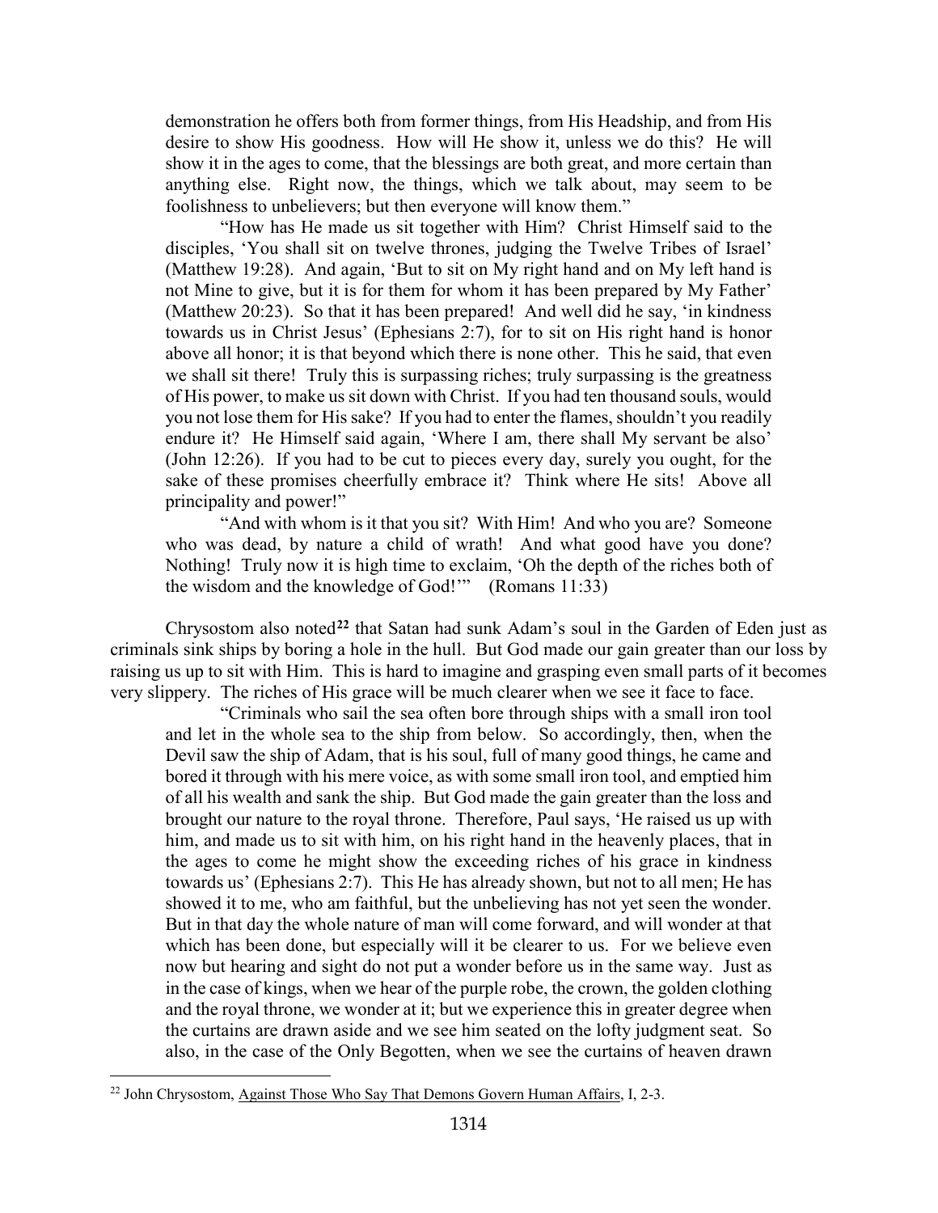> demonstration he offers both from former things, from His Headship, and from His desire to show His goodness. How will He show it, unless we do this? He will show it in the ages to come, that the blessings are both great, and more certain than anything else. Right now, the things, which we talk about, may seem to be foolishness to unbelievers; but then everyone will know them."
>
> "How has He made us sit together with Him? Christ Himself said to the disciples, 'You shall sit on twelve thrones, judging the Twelve Tribes of Israel' (Matthew 19:28). And again, 'But to sit on My right hand and on My left hand is not Mine to give, but it is for them for whom it has been prepared by My Father' (Matthew 20:23). So that it has been prepared! And well did he say, 'in kindness towards us in Christ Jesus' (Ephesians 2:7), for to sit on His right hand is honor above all honor; it is that beyond which there is none other. This he said, that even we shall sit there! Truly this is surpassing riches; truly surpassing is the greatness of His power, to make us sit down with Christ. If you had ten thousand souls, would you not lose them for His sake? If you had to enter the flames, shouldn't you readily endure it? He Himself said again, 'Where I am, there shall My servant be also' (John 12:26). If you had to be cut to pieces every day, surely you ought, for the sake of these promises cheerfully embrace it? Think where He sits! Above all principality and power!"
>
> "And with whom is it that you sit? With Him! And who you are? Someone who was dead, by nature a child of wrath! And what good have you done? Nothing! Truly now it is high time to exclaim, 'Oh the depth of the riches both of the wisdom and the knowledge of God!'" (Romans 11:33)

Chrysostom also noted[22] that Satan had sunk Adam's soul in the Garden of Eden just as criminals sink ships by boring a hole in the hull. But God made our gain greater than our loss by raising us up to sit with Him. This is hard to imagine and grasping even small parts of it becomes very slippery. The riches of His grace will be much clearer when we see it face to face.

> "Criminals who sail the sea often bore through ships with a small iron tool and let in the whole sea to the ship from below. So accordingly, then, when the Devil saw the ship of Adam, that is his soul, full of many good things, he came and bored it through with his mere voice, as with some small iron tool, and emptied him of all his wealth and sank the ship. But God made the gain greater than the loss and brought our nature to the royal throne. Therefore, Paul says, 'He raised us up with him, and made us to sit with him, on his right hand in the heavenly places, that in the ages to come he might show the exceeding riches of his grace in kindness towards us' (Ephesians 2:7). This He has already shown, but not to all men; He has showed it to me, who am faithful, but the unbelieving has not yet seen the wonder. But in that day the whole nature of man will come forward, and will wonder at that which has been done, but especially will it be clearer to us. For we believe even now but hearing and sight do not put a wonder before us in the same way. Just as in the case of kings, when we hear of the purple robe, the crown, the golden clothing and the royal throne, we wonder at it; but we experience this in greater degree when the curtains are drawn aside and we see him seated on the lofty judgment seat. So also, in the case of the Only Begotten, when we see the curtains of heaven drawn

[22] John Chrysostom, Against Those Who Say That Demons Govern Human Affairs, I, 2-3.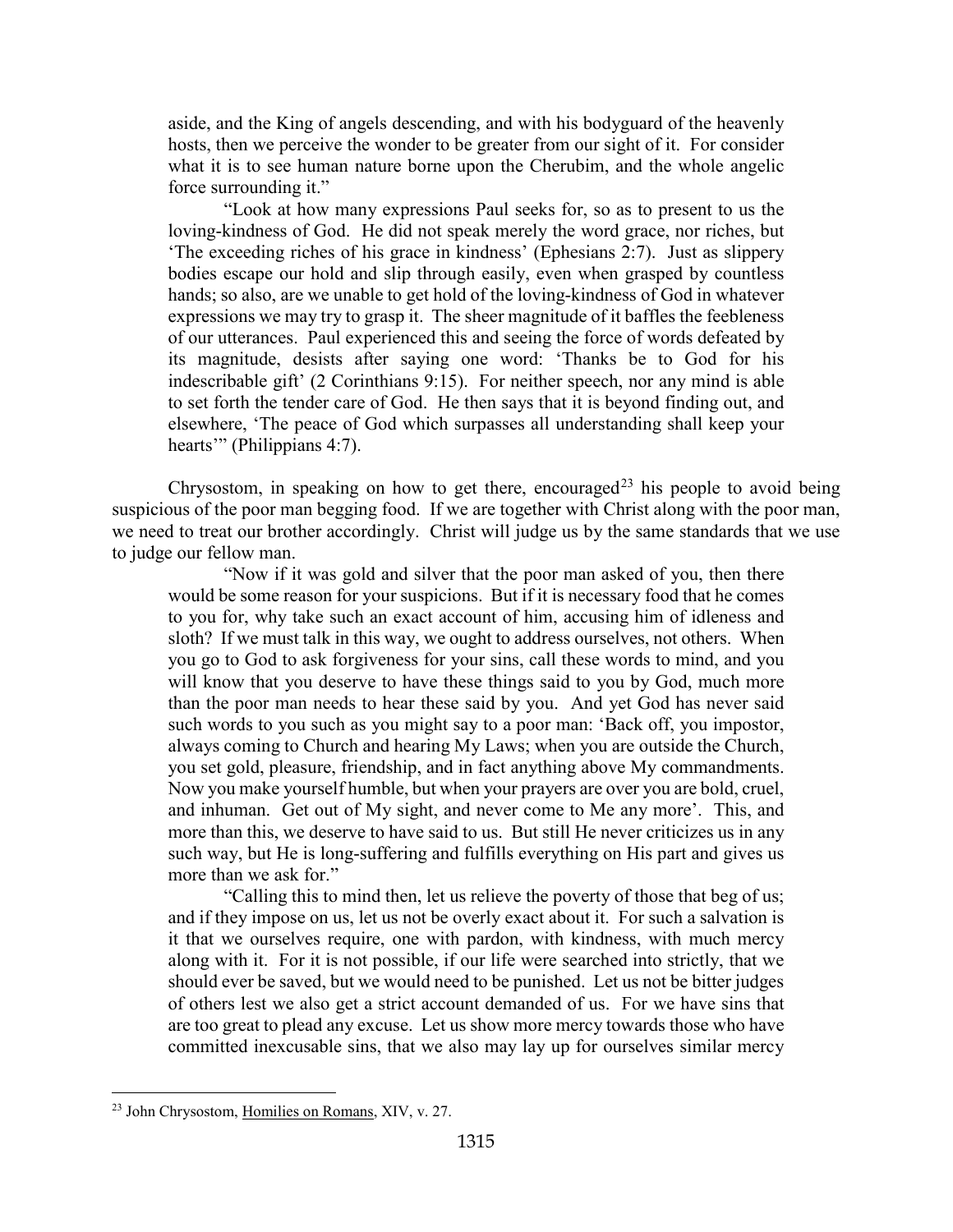aside, and the King of angels descending, and with his bodyguard of the heavenly hosts, then we perceive the wonder to be greater from our sight of it. For consider what it is to see human nature borne upon the Cherubim, and the whole angelic force surrounding it."

> "Look at how many expressions Paul seeks for, so as to present to us the loving-kindness of God. He did not speak merely the word grace, nor riches, but 'The exceeding riches of his grace in kindness' (Ephesians 2:7). Just as slippery bodies escape our hold and slip through easily, even when grasped by countless hands; so also, are we unable to get hold of the loving-kindness of God in whatever expressions we may try to grasp it. The sheer magnitude of it baffles the feebleness of our utterances. Paul experienced this and seeing the force of words defeated by its magnitude, desists after saying one word: 'Thanks be to God for his indescribable gift' (2 Corinthians 9:15). For neither speech, nor any mind is able to set forth the tender care of God. He then says that it is beyond finding out, and elsewhere, 'The peace of God which surpasses all understanding shall keep your hearts'" (Philippians 4:7).

Chrysostom, in speaking on how to get there, encouraged[23] his people to avoid being suspicious of the poor man begging food. If we are together with Christ along with the poor man, we need to treat our brother accordingly. Christ will judge us by the same standards that we use to judge our fellow man.

> "Now if it was gold and silver that the poor man asked of you, then there would be some reason for your suspicions. But if it is necessary food that he comes to you for, why take such an exact account of him, accusing him of idleness and sloth? If we must talk in this way, we ought to address ourselves, not others. When you go to God to ask forgiveness for your sins, call these words to mind, and you will know that you deserve to have these things said to you by God, much more than the poor man needs to hear these said by you. And yet God has never said such words to you such as you might say to a poor man: 'Back off, you impostor, always coming to Church and hearing My Laws; when you are outside the Church, you set gold, pleasure, friendship, and in fact anything above My commandments. Now you make yourself humble, but when your prayers are over you are bold, cruel, and inhuman. Get out of My sight, and never come to Me any more'. This, and more than this, we deserve to have said to us. But still He never criticizes us in any such way, but He is long-suffering and fulfills everything on His part and gives us more than we ask for."
>
> "Calling this to mind then, let us relieve the poverty of those that beg of us; and if they impose on us, let us not be overly exact about it. For such a salvation is it that we ourselves require, one with pardon, with kindness, with much mercy along with it. For it is not possible, if our life were searched into strictly, that we should ever be saved, but we would need to be punished. Let us not be bitter judges of others lest we also get a strict account demanded of us. For we have sins that are too great to plead any excuse. Let us show more mercy towards those who have committed inexcusable sins, that we also may lay up for ourselves similar mercy

[23] John Chrysostom, Homilies on Romans, XIV, v. 27.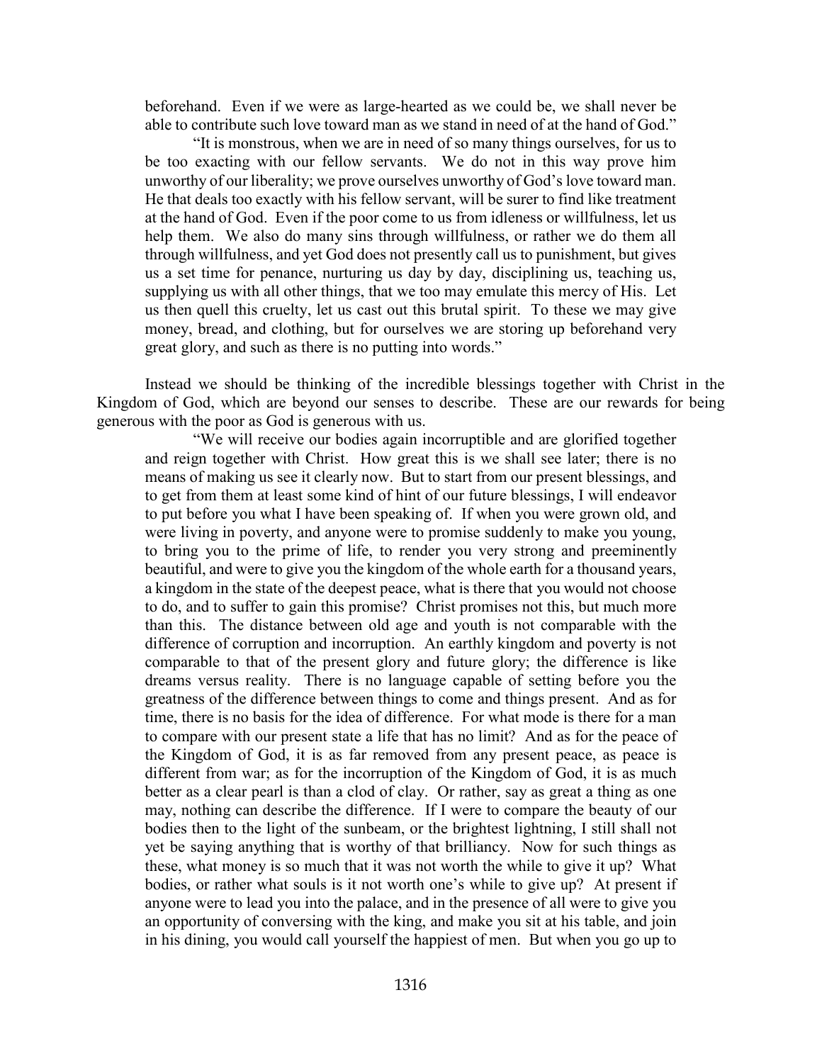> beforehand. Even if we were as large-hearted as we could be, we shall never be able to contribute such love toward man as we stand in need of at the hand of God."
>
> "It is monstrous, when we are in need of so many things ourselves, for us to be too exacting with our fellow servants. We do not in this way prove him unworthy of our liberality; we prove ourselves unworthy of God's love toward man. He that deals too exactly with his fellow servant, will be surer to find like treatment at the hand of God. Even if the poor come to us from idleness or willfulness, let us help them. We also do many sins through willfulness, or rather we do them all through willfulness, and yet God does not presently call us to punishment, but gives us a set time for penance, nurturing us day by day, disciplining us, teaching us, supplying us with all other things, that we too may emulate this mercy of His. Let us then quell this cruelty, let us cast out this brutal spirit. To these we may give money, bread, and clothing, but for ourselves we are storing up beforehand very great glory, and such as there is no putting into words."

Instead we should be thinking of the incredible blessings together with Christ in the Kingdom of God, which are beyond our senses to describe. These are our rewards for being generous with the poor as God is generous with us.

> "We will receive our bodies again incorruptible and are glorified together and reign together with Christ. How great this is we shall see later; there is no means of making us see it clearly now. But to start from our present blessings, and to get from them at least some kind of hint of our future blessings, I will endeavor to put before you what I have been speaking of. If when you were grown old, and were living in poverty, and anyone were to promise suddenly to make you young, to bring you to the prime of life, to render you very strong and preeminently beautiful, and were to give you the kingdom of the whole earth for a thousand years, a kingdom in the state of the deepest peace, what is there that you would not choose to do, and to suffer to gain this promise? Christ promises not this, but much more than this. The distance between old age and youth is not comparable with the difference of corruption and incorruption. An earthly kingdom and poverty is not comparable to that of the present glory and future glory; the difference is like dreams versus reality. There is no language capable of setting before you the greatness of the difference between things to come and things present. And as for time, there is no basis for the idea of difference. For what mode is there for a man to compare with our present state a life that has no limit? And as for the peace of the Kingdom of God, it is as far removed from any present peace, as peace is different from war; as for the incorruption of the Kingdom of God, it is as much better as a clear pearl is than a clod of clay. Or rather, say as great a thing as one may, nothing can describe the difference. If I were to compare the beauty of our bodies then to the light of the sunbeam, or the brightest lightning, I still shall not yet be saying anything that is worthy of that brilliancy. Now for such things as these, what money is so much that it was not worth the while to give it up? What bodies, or rather what souls is it not worth one's while to give up? At present if anyone were to lead you into the palace, and in the presence of all were to give you an opportunity of conversing with the king, and make you sit at his table, and join in his dining, you would call yourself the happiest of men. But when you go up to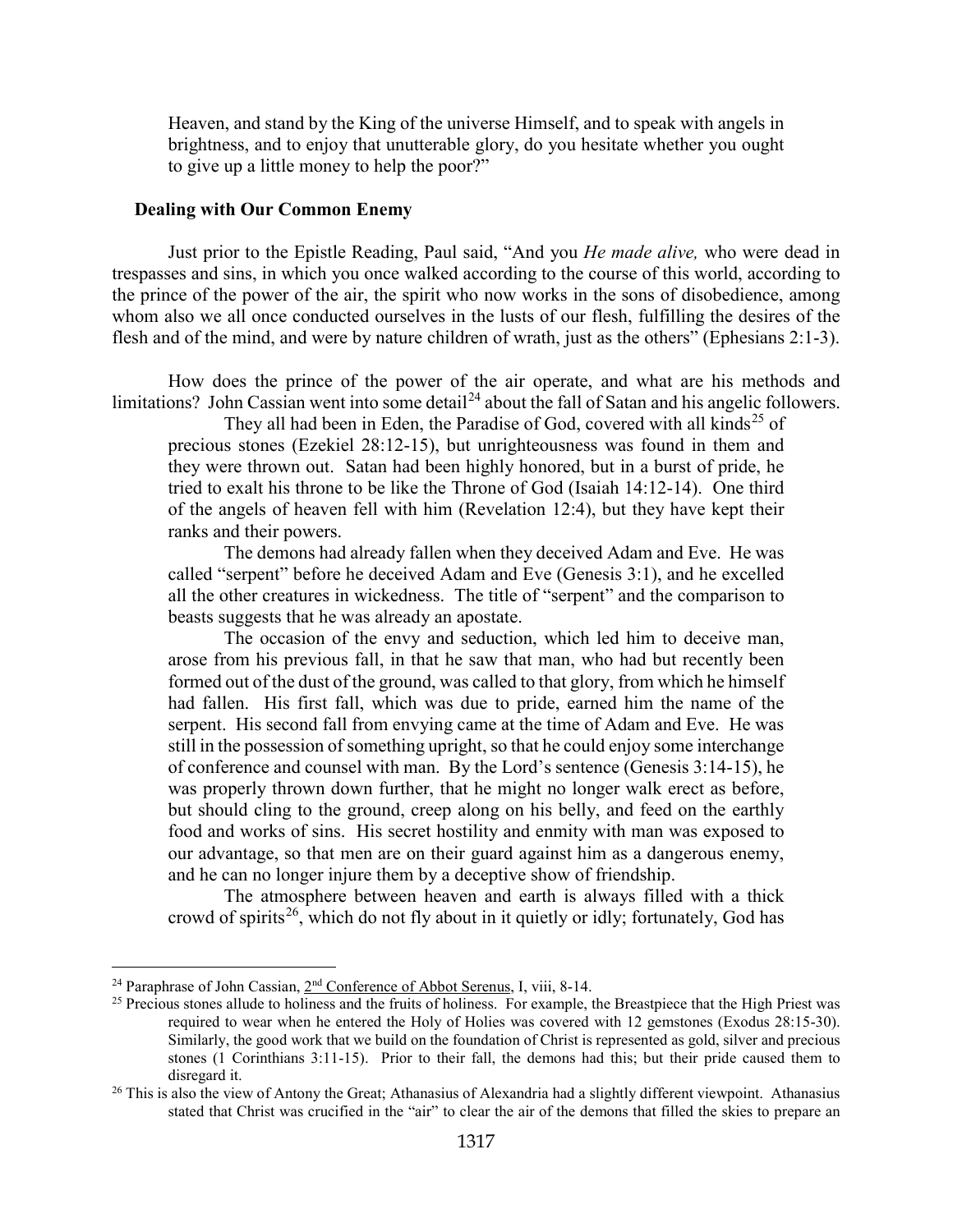> Heaven, and stand by the King of the universe Himself, and to speak with angels in brightness, and to enjoy that unutterable glory, do you hesitate whether you ought to give up a little money to help the poor?"

### Dealing with Our Common Enemy

Just prior to the Epistle Reading, Paul said, "And you *He made alive,* who were dead in trespasses and sins, in which you once walked according to the course of this world, according to the prince of the power of the air, the spirit who now works in the sons of disobedience, among whom also we all once conducted ourselves in the lusts of our flesh, fulfilling the desires of the flesh and of the mind, and were by nature children of wrath, just as the others" (Ephesians 2:1-3).

How does the prince of the power of the air operate, and what are his methods and limitations? John Cassian went into some detail[24] about the fall of Satan and his angelic followers.

> They all had been in Eden, the Paradise of God, covered with all kinds[25] of precious stones (Ezekiel 28:12-15), but unrighteousness was found in them and they were thrown out. Satan had been highly honored, but in a burst of pride, he tried to exalt his throne to be like the Throne of God (Isaiah 14:12-14). One third of the angels of heaven fell with him (Revelation 12:4), but they have kept their ranks and their powers.
>
> The demons had already fallen when they deceived Adam and Eve. He was called "serpent" before he deceived Adam and Eve (Genesis 3:1), and he excelled all the other creatures in wickedness. The title of "serpent" and the comparison to beasts suggests that he was already an apostate.
>
> The occasion of the envy and seduction, which led him to deceive man, arose from his previous fall, in that he saw that man, who had but recently been formed out of the dust of the ground, was called to that glory, from which he himself had fallen. His first fall, which was due to pride, earned him the name of the serpent. His second fall from envying came at the time of Adam and Eve. He was still in the possession of something upright, so that he could enjoy some interchange of conference and counsel with man. By the Lord's sentence (Genesis 3:14-15), he was properly thrown down further, that he might no longer walk erect as before, but should cling to the ground, creep along on his belly, and feed on the earthly food and works of sins. His secret hostility and enmity with man was exposed to our advantage, so that men are on their guard against him as a dangerous enemy, and he can no longer injure them by a deceptive show of friendship.
>
> The atmosphere between heaven and earth is always filled with a thick crowd of spirits[26], which do not fly about in it quietly or idly; fortunately, God has

---

[24] Paraphrase of John Cassian, 2nd Conference of Abbot Serenus, I, viii, 8-14.

[25] Precious stones allude to holiness and the fruits of holiness. For example, the Breastpiece that the High Priest was required to wear when he entered the Holy of Holies was covered with 12 gemstones (Exodus 28:15-30). Similarly, the good work that we build on the foundation of Christ is represented as gold, silver and precious stones (1 Corinthians 3:11-15). Prior to their fall, the demons had this; but their pride caused them to disregard it.

[26] This is also the view of Antony the Great; Athanasius of Alexandria had a slightly different viewpoint. Athanasius stated that Christ was crucified in the "air" to clear the air of the demons that filled the skies to prepare an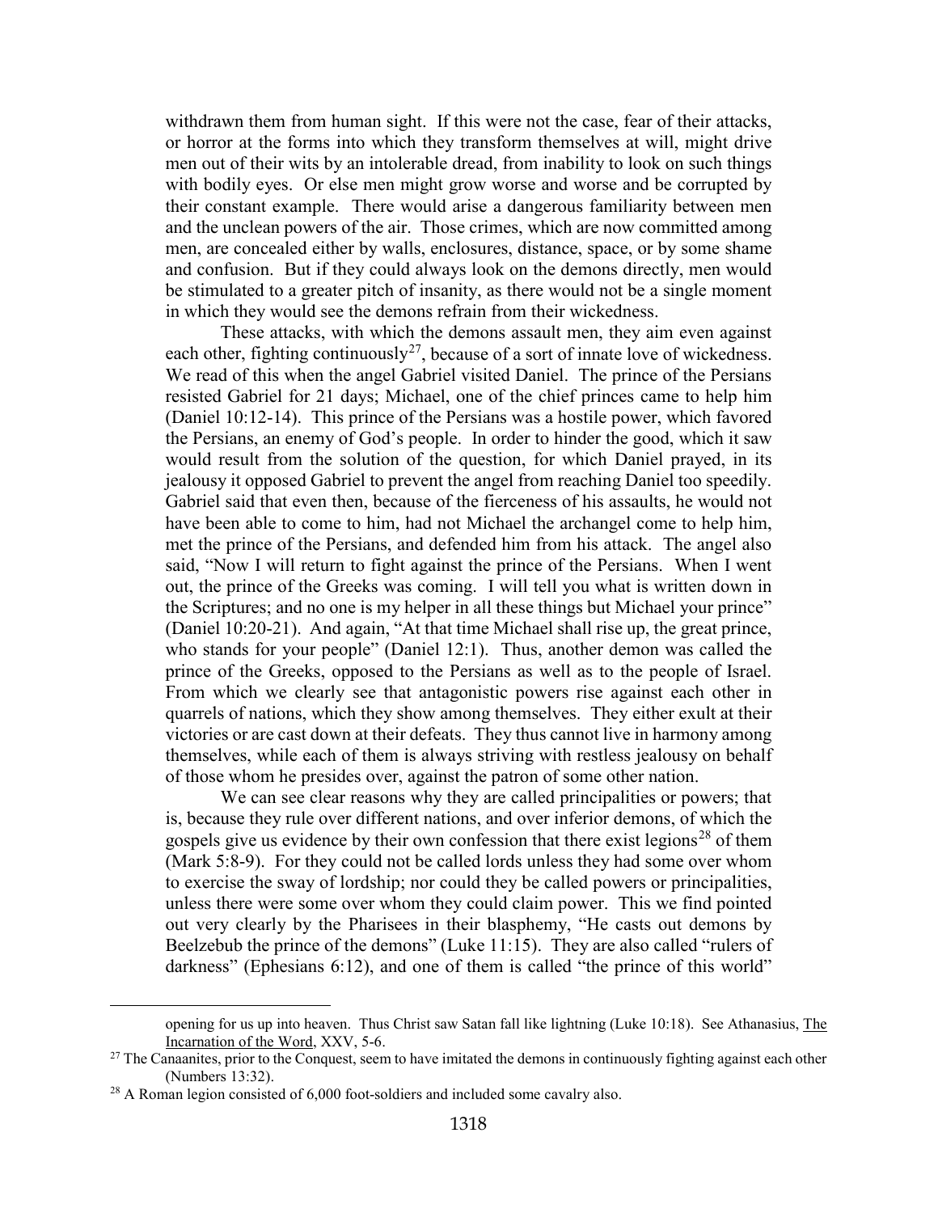withdrawn them from human sight. If this were not the case, fear of their attacks, or horror at the forms into which they transform themselves at will, might drive men out of their wits by an intolerable dread, from inability to look on such things with bodily eyes. Or else men might grow worse and worse and be corrupted by their constant example. There would arise a dangerous familiarity between men and the unclean powers of the air. Those crimes, which are now committed among men, are concealed either by walls, enclosures, distance, space, or by some shame and confusion. But if they could always look on the demons directly, men would be stimulated to a greater pitch of insanity, as there would not be a single moment in which they would see the demons refrain from their wickedness.

These attacks, with which the demons assault men, they aim even against each other, fighting continuously[27], because of a sort of innate love of wickedness. We read of this when the angel Gabriel visited Daniel. The prince of the Persians resisted Gabriel for 21 days; Michael, one of the chief princes came to help him (Daniel 10:12-14). This prince of the Persians was a hostile power, which favored the Persians, an enemy of God's people. In order to hinder the good, which it saw would result from the solution of the question, for which Daniel prayed, in its jealousy it opposed Gabriel to prevent the angel from reaching Daniel too speedily. Gabriel said that even then, because of the fierceness of his assaults, he would not have been able to come to him, had not Michael the archangel come to help him, met the prince of the Persians, and defended him from his attack. The angel also said, "Now I will return to fight against the prince of the Persians. When I went out, the prince of the Greeks was coming. I will tell you what is written down in the Scriptures; and no one is my helper in all these things but Michael your prince" (Daniel 10:20-21). And again, "At that time Michael shall rise up, the great prince, who stands for your people" (Daniel 12:1). Thus, another demon was called the prince of the Greeks, opposed to the Persians as well as to the people of Israel. From which we clearly see that antagonistic powers rise against each other in quarrels of nations, which they show among themselves. They either exult at their victories or are cast down at their defeats. They thus cannot live in harmony among themselves, while each of them is always striving with restless jealousy on behalf of those whom he presides over, against the patron of some other nation.

We can see clear reasons why they are called principalities or powers; that is, because they rule over different nations, and over inferior demons, of which the gospels give us evidence by their own confession that there exist legions[28] of them (Mark 5:8-9). For they could not be called lords unless they had some over whom to exercise the sway of lordship; nor could they be called powers or principalities, unless there were some over whom they could claim power. This we find pointed out very clearly by the Pharisees in their blasphemy, "He casts out demons by Beelzebub the prince of the demons" (Luke 11:15). They are also called "rulers of darkness" (Ephesians 6:12), and one of them is called "the prince of this world"

---

opening for us up into heaven. Thus Christ saw Satan fall like lightning (Luke 10:18). See Athanasius, The Incarnation of the Word, XXV, 5-6.

[27] The Canaanites, prior to the Conquest, seem to have imitated the demons in continuously fighting against each other (Numbers 13:32).

[28] A Roman legion consisted of 6,000 foot-soldiers and included some cavalry also.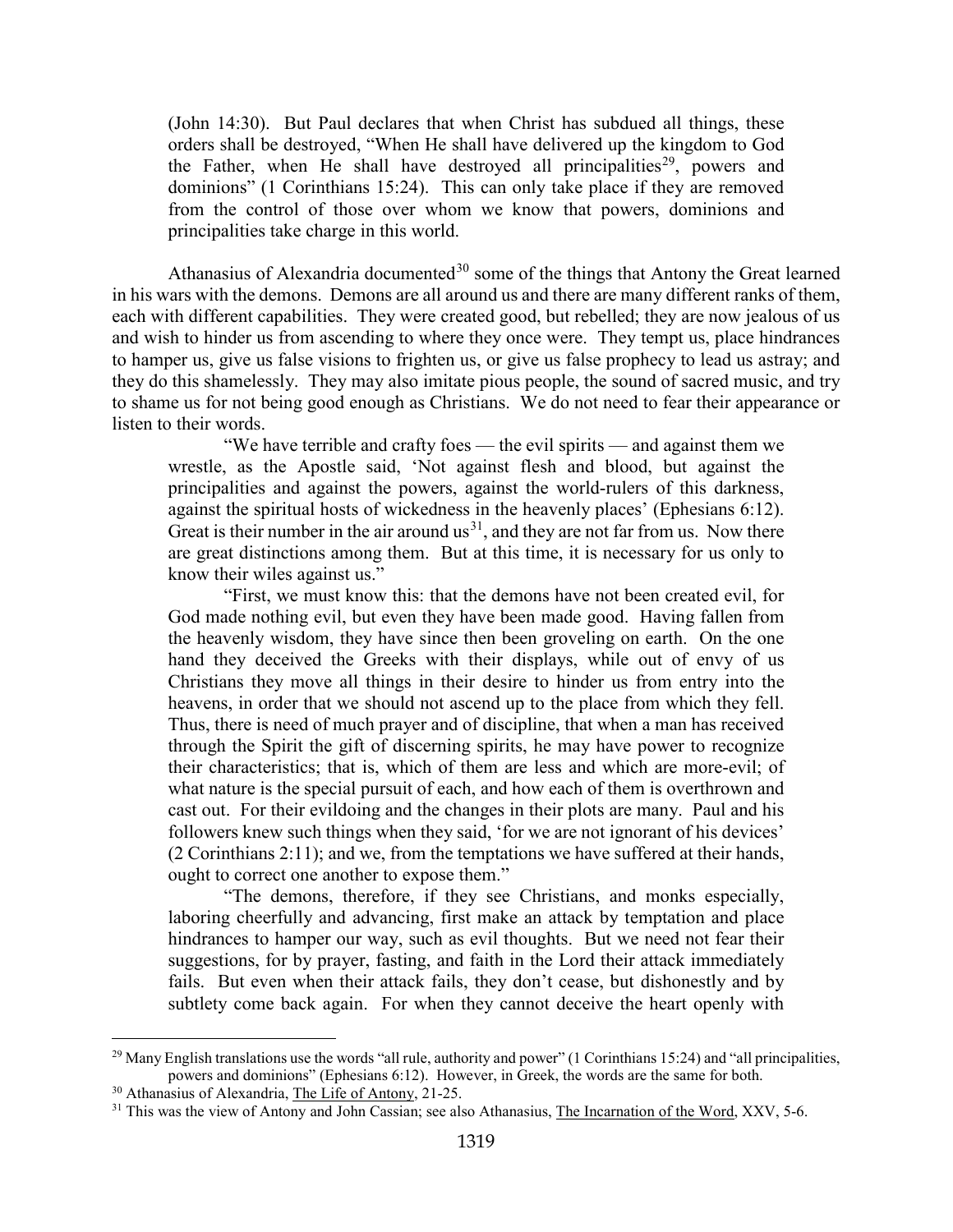(John 14:30). But Paul declares that when Christ has subdued all things, these orders shall be destroyed, "When He shall have delivered up the kingdom to God the Father, when He shall have destroyed all principalities[29], powers and dominions" (1 Corinthians 15:24). This can only take place if they are removed from the control of those over whom we know that powers, dominions and principalities take charge in this world.

Athanasius of Alexandria documented[30] some of the things that Antony the Great learned in his wars with the demons. Demons are all around us and there are many different ranks of them, each with different capabilities. They were created good, but rebelled; they are now jealous of us and wish to hinder us from ascending to where they once were. They tempt us, place hindrances to hamper us, give us false visions to frighten us, or give us false prophecy to lead us astray; and they do this shamelessly. They may also imitate pious people, the sound of sacred music, and try to shame us for not being good enough as Christians. We do not need to fear their appearance or listen to their words.

> "We have terrible and crafty foes — the evil spirits — and against them we wrestle, as the Apostle said, 'Not against flesh and blood, but against the principalities and against the powers, against the world-rulers of this darkness, against the spiritual hosts of wickedness in the heavenly places' (Ephesians 6:12). Great is their number in the air around us[31], and they are not far from us. Now there are great distinctions among them. But at this time, it is necessary for us only to know their wiles against us."
>
> "First, we must know this: that the demons have not been created evil, for God made nothing evil, but even they have been made good. Having fallen from the heavenly wisdom, they have since then been groveling on earth. On the one hand they deceived the Greeks with their displays, while out of envy of us Christians they move all things in their desire to hinder us from entry into the heavens, in order that we should not ascend up to the place from which they fell. Thus, there is need of much prayer and of discipline, that when a man has received through the Spirit the gift of discerning spirits, he may have power to recognize their characteristics; that is, which of them are less and which are more-evil; of what nature is the special pursuit of each, and how each of them is overthrown and cast out. For their evildoing and the changes in their plots are many. Paul and his followers knew such things when they said, 'for we are not ignorant of his devices' (2 Corinthians 2:11); and we, from the temptations we have suffered at their hands, ought to correct one another to expose them."
>
> "The demons, therefore, if they see Christians, and monks especially, laboring cheerfully and advancing, first make an attack by temptation and place hindrances to hamper our way, such as evil thoughts. But we need not fear their suggestions, for by prayer, fasting, and faith in the Lord their attack immediately fails. But even when their attack fails, they don't cease, but dishonestly and by subtlety come back again. For when they cannot deceive the heart openly with

---

[29] Many English translations use the words "all rule, authority and power" (1 Corinthians 15:24) and "all principalities, powers and dominions" (Ephesians 6:12). However, in Greek, the words are the same for both.

[30] Athanasius of Alexandria, The Life of Antony, 21-25.

[31] This was the view of Antony and John Cassian; see also Athanasius, The Incarnation of the Word, XXV, 5-6.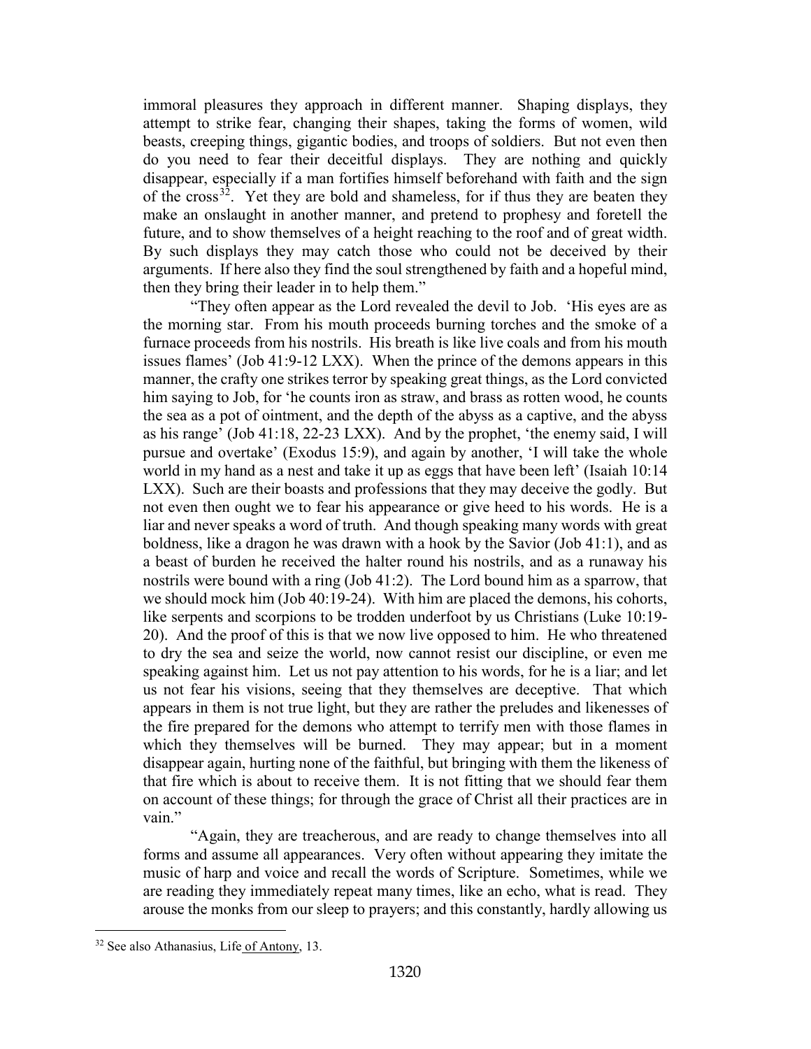immoral pleasures they approach in different manner. Shaping displays, they attempt to strike fear, changing their shapes, taking the forms of women, wild beasts, creeping things, gigantic bodies, and troops of soldiers. But not even then do you need to fear their deceitful displays. They are nothing and quickly disappear, especially if a man fortifies himself beforehand with faith and the sign of the cross[32]. Yet they are bold and shameless, for if thus they are beaten they make an onslaught in another manner, and pretend to prophesy and foretell the future, and to show themselves of a height reaching to the roof and of great width. By such displays they may catch those who could not be deceived by their arguments. If here also they find the soul strengthened by faith and a hopeful mind, then they bring their leader in to help them."

"They often appear as the Lord revealed the devil to Job. 'His eyes are as the morning star. From his mouth proceeds burning torches and the smoke of a furnace proceeds from his nostrils. His breath is like live coals and from his mouth issues flames' (Job 41:9-12 LXX). When the prince of the demons appears in this manner, the crafty one strikes terror by speaking great things, as the Lord convicted him saying to Job, for 'he counts iron as straw, and brass as rotten wood, he counts the sea as a pot of ointment, and the depth of the abyss as a captive, and the abyss as his range' (Job 41:18, 22-23 LXX). And by the prophet, 'the enemy said, I will pursue and overtake' (Exodus 15:9), and again by another, 'I will take the whole world in my hand as a nest and take it up as eggs that have been left' (Isaiah 10:14 LXX). Such are their boasts and professions that they may deceive the godly. But not even then ought we to fear his appearance or give heed to his words. He is a liar and never speaks a word of truth. And though speaking many words with great boldness, like a dragon he was drawn with a hook by the Savior (Job 41:1), and as a beast of burden he received the halter round his nostrils, and as a runaway his nostrils were bound with a ring (Job 41:2). The Lord bound him as a sparrow, that we should mock him (Job 40:19-24). With him are placed the demons, his cohorts, like serpents and scorpions to be trodden underfoot by us Christians (Luke 10:19-20). And the proof of this is that we now live opposed to him. He who threatened to dry the sea and seize the world, now cannot resist our discipline, or even me speaking against him. Let us not pay attention to his words, for he is a liar; and let us not fear his visions, seeing that they themselves are deceptive. That which appears in them is not true light, but they are rather the preludes and likenesses of the fire prepared for the demons who attempt to terrify men with those flames in which they themselves will be burned. They may appear; but in a moment disappear again, hurting none of the faithful, but bringing with them the likeness of that fire which is about to receive them. It is not fitting that we should fear them on account of these things; for through the grace of Christ all their practices are in vain."

"Again, they are treacherous, and are ready to change themselves into all forms and assume all appearances. Very often without appearing they imitate the music of harp and voice and recall the words of Scripture. Sometimes, while we are reading they immediately repeat many times, like an echo, what is read. They arouse the monks from our sleep to prayers; and this constantly, hardly allowing us

---

[32] See also Athanasius, Life of Antony, 13.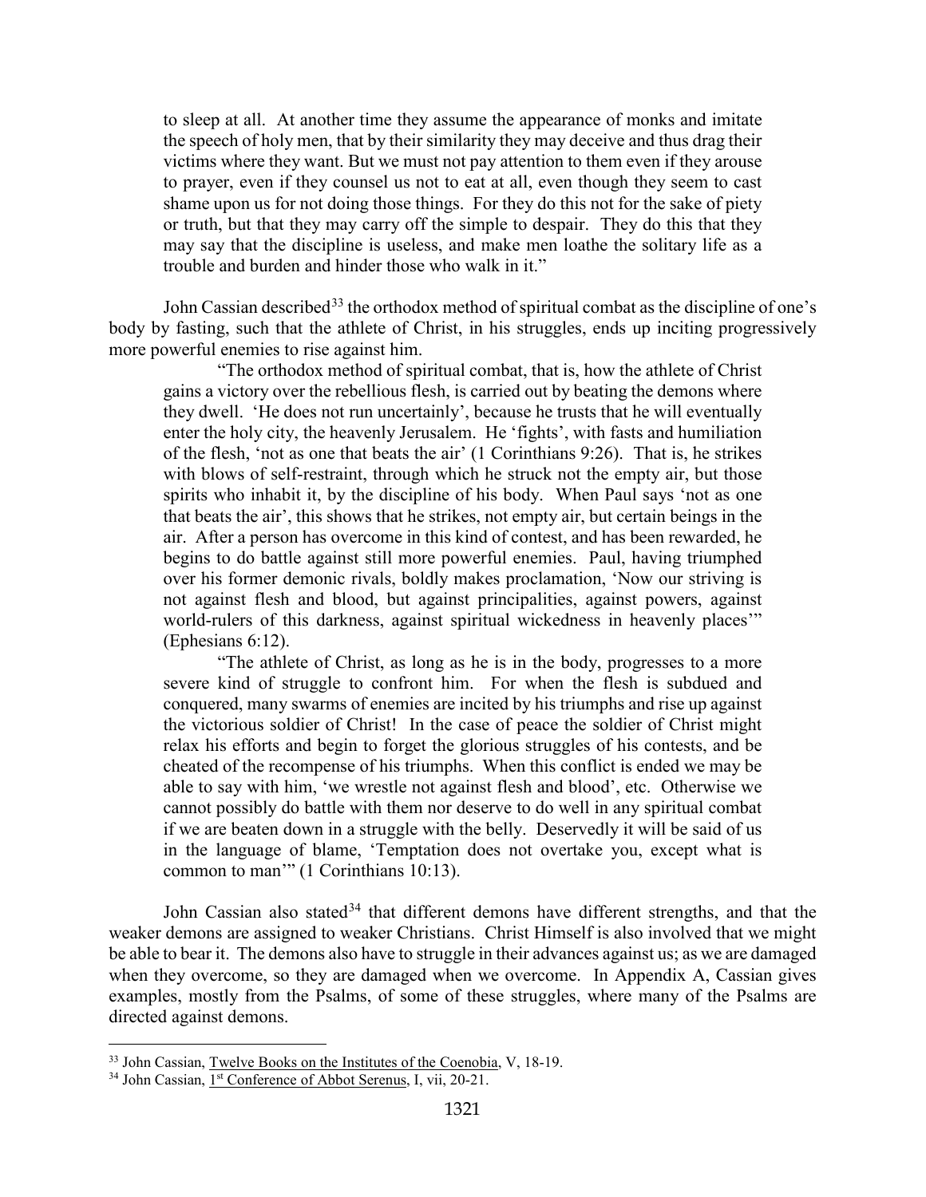> to sleep at all. At another time they assume the appearance of monks and imitate the speech of holy men, that by their similarity they may deceive and thus drag their victims where they want. But we must not pay attention to them even if they arouse to prayer, even if they counsel us not to eat at all, even though they seem to cast shame upon us for not doing those things. For they do this not for the sake of piety or truth, but that they may carry off the simple to despair. They do this that they may say that the discipline is useless, and make men loathe the solitary life as a trouble and burden and hinder those who walk in it."

John Cassian described[33] the orthodox method of spiritual combat as the discipline of one's body by fasting, such that the athlete of Christ, in his struggles, ends up inciting progressively more powerful enemies to rise against him.

> "The orthodox method of spiritual combat, that is, how the athlete of Christ gains a victory over the rebellious flesh, is carried out by beating the demons where they dwell. 'He does not run uncertainly', because he trusts that he will eventually enter the holy city, the heavenly Jerusalem. He 'fights', with fasts and humiliation of the flesh, 'not as one that beats the air' (1 Corinthians 9:26). That is, he strikes with blows of self-restraint, through which he struck not the empty air, but those spirits who inhabit it, by the discipline of his body. When Paul says 'not as one that beats the air', this shows that he strikes, not empty air, but certain beings in the air. After a person has overcome in this kind of contest, and has been rewarded, he begins to do battle against still more powerful enemies. Paul, having triumphed over his former demonic rivals, boldly makes proclamation, 'Now our striving is not against flesh and blood, but against principalities, against powers, against world-rulers of this darkness, against spiritual wickedness in heavenly places'" (Ephesians 6:12).
>
> "The athlete of Christ, as long as he is in the body, progresses to a more severe kind of struggle to confront him. For when the flesh is subdued and conquered, many swarms of enemies are incited by his triumphs and rise up against the victorious soldier of Christ! In the case of peace the soldier of Christ might relax his efforts and begin to forget the glorious struggles of his contests, and be cheated of the recompense of his triumphs. When this conflict is ended we may be able to say with him, 'we wrestle not against flesh and blood', etc. Otherwise we cannot possibly do battle with them nor deserve to do well in any spiritual combat if we are beaten down in a struggle with the belly. Deservedly it will be said of us in the language of blame, 'Temptation does not overtake you, except what is common to man'" (1 Corinthians 10:13).

John Cassian also stated[34] that different demons have different strengths, and that the weaker demons are assigned to weaker Christians. Christ Himself is also involved that we might be able to bear it. The demons also have to struggle in their advances against us; as we are damaged when they overcome, so they are damaged when we overcome. In Appendix A, Cassian gives examples, mostly from the Psalms, of some of these struggles, where many of the Psalms are directed against demons.

---

[33] John Cassian, Twelve Books on the Institutes of the Coenobia, V, 18-19.

[34] John Cassian, 1st Conference of Abbot Serenus, I, vii, 20-21.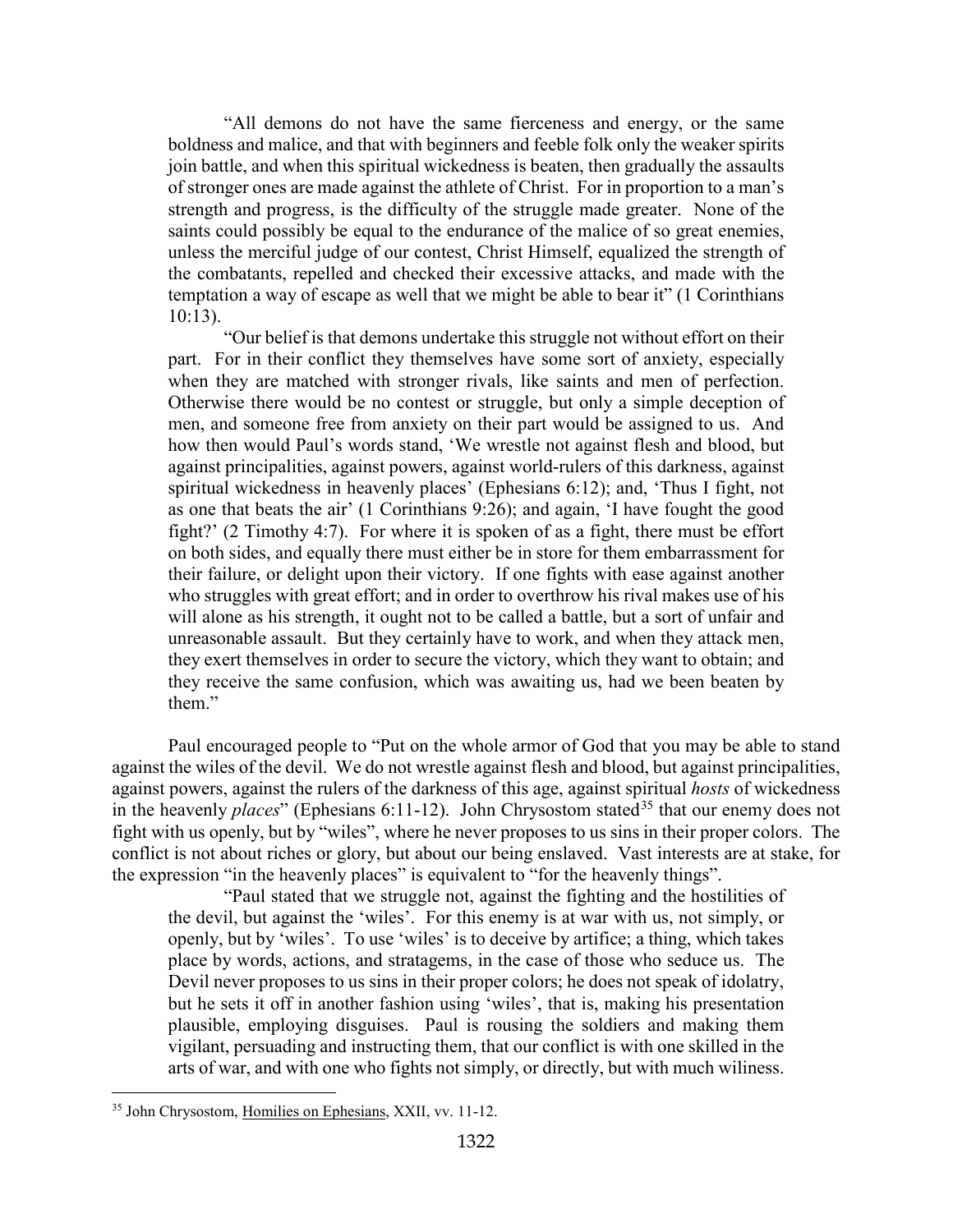"All demons do not have the same fierceness and energy, or the same boldness and malice, and that with beginners and feeble folk only the weaker spirits join battle, and when this spiritual wickedness is beaten, then gradually the assaults of stronger ones are made against the athlete of Christ. For in proportion to a man's strength and progress, is the difficulty of the struggle made greater. None of the saints could possibly be equal to the endurance of the malice of so great enemies, unless the merciful judge of our contest, Christ Himself, equalized the strength of the combatants, repelled and checked their excessive attacks, and made with the temptation a way of escape as well that we might be able to bear it" (1 Corinthians 10:13).

"Our belief is that demons undertake this struggle not without effort on their part. For in their conflict they themselves have some sort of anxiety, especially when they are matched with stronger rivals, like saints and men of perfection. Otherwise there would be no contest or struggle, but only a simple deception of men, and someone free from anxiety on their part would be assigned to us. And how then would Paul's words stand, 'We wrestle not against flesh and blood, but against principalities, against powers, against world-rulers of this darkness, against spiritual wickedness in heavenly places' (Ephesians 6:12); and, 'Thus I fight, not as one that beats the air' (1 Corinthians 9:26); and again, 'I have fought the good fight?' (2 Timothy 4:7). For where it is spoken of as a fight, there must be effort on both sides, and equally there must either be in store for them embarrassment for their failure, or delight upon their victory. If one fights with ease against another who struggles with great effort; and in order to overthrow his rival makes use of his will alone as his strength, it ought not to be called a battle, but a sort of unfair and unreasonable assault. But they certainly have to work, and when they attack men, they exert themselves in order to secure the victory, which they want to obtain; and they receive the same confusion, which was awaiting us, had we been beaten by them."

Paul encouraged people to "Put on the whole armor of God that you may be able to stand against the wiles of the devil. We do not wrestle against flesh and blood, but against principalities, against powers, against the rulers of the darkness of this age, against spiritual *hosts* of wickedness in the heavenly *places*" (Ephesians 6:11-12). John Chrysostom stated[35] that our enemy does not fight with us openly, but by "wiles", where he never proposes to us sins in their proper colors. The conflict is not about riches or glory, but about our being enslaved. Vast interests are at stake, for the expression "in the heavenly places" is equivalent to "for the heavenly things".

"Paul stated that we struggle not, against the fighting and the hostilities of the devil, but against the 'wiles'. For this enemy is at war with us, not simply, or openly, but by 'wiles'. To use 'wiles' is to deceive by artifice; a thing, which takes place by words, actions, and stratagems, in the case of those who seduce us. The Devil never proposes to us sins in their proper colors; he does not speak of idolatry, but he sets it off in another fashion using 'wiles', that is, making his presentation plausible, employing disguises. Paul is rousing the soldiers and making them vigilant, persuading and instructing them, that our conflict is with one skilled in the arts of war, and with one who fights not simply, or directly, but with much wiliness.

---

[35] John Chrysostom, Homilies on Ephesians, XXII, vv. 11-12.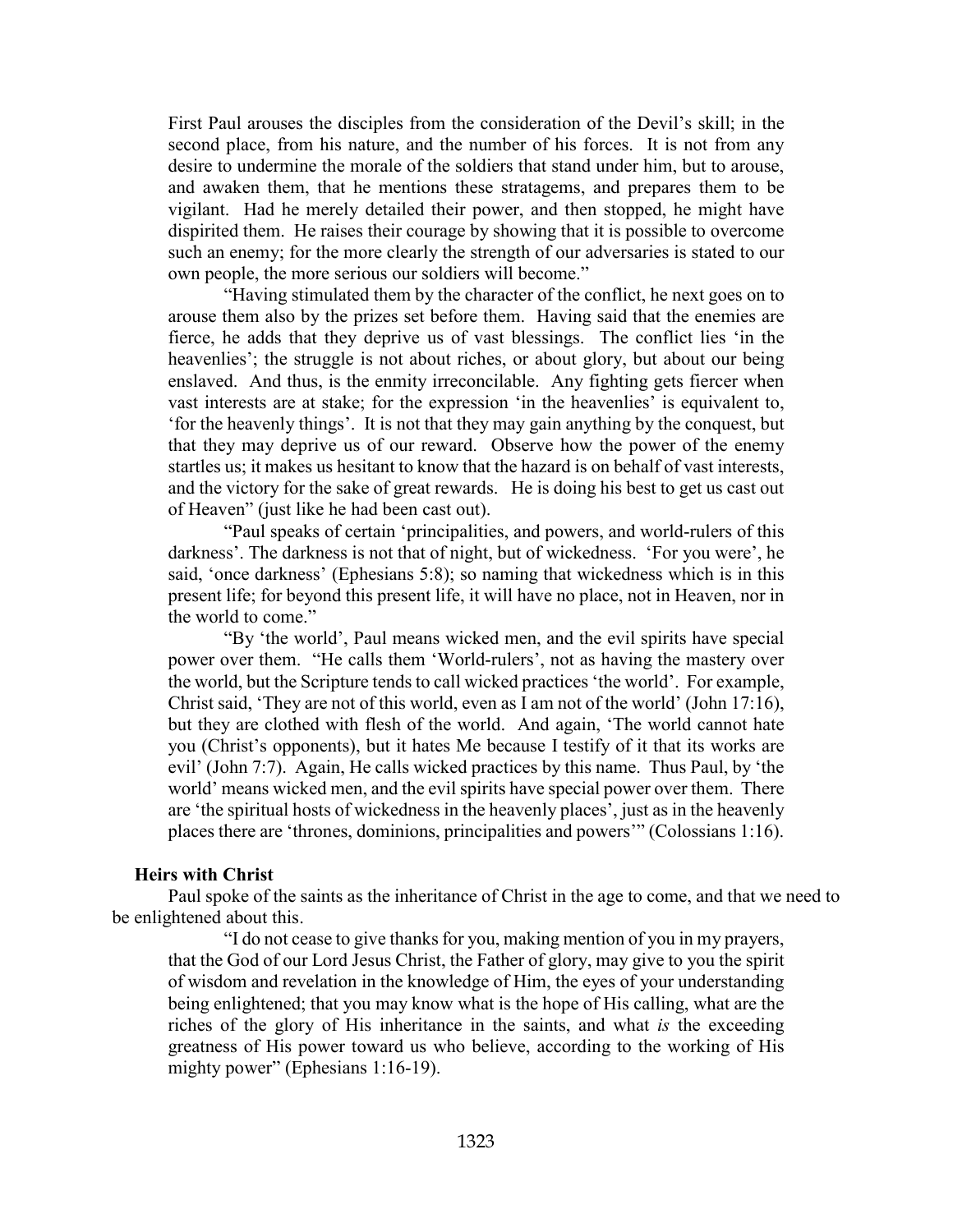First Paul arouses the disciples from the consideration of the Devil's skill; in the second place, from his nature, and the number of his forces. It is not from any desire to undermine the morale of the soldiers that stand under him, but to arouse, and awaken them, that he mentions these stratagems, and prepares them to be vigilant. Had he merely detailed their power, and then stopped, he might have dispirited them. He raises their courage by showing that it is possible to overcome such an enemy; for the more clearly the strength of our adversaries is stated to our own people, the more serious our soldiers will become."

"Having stimulated them by the character of the conflict, he next goes on to arouse them also by the prizes set before them. Having said that the enemies are fierce, he adds that they deprive us of vast blessings. The conflict lies 'in the heavenlies'; the struggle is not about riches, or about glory, but about our being enslaved. And thus, is the enmity irreconcilable. Any fighting gets fiercer when vast interests are at stake; for the expression 'in the heavenlies' is equivalent to, 'for the heavenly things'. It is not that they may gain anything by the conquest, but that they may deprive us of our reward. Observe how the power of the enemy startles us; it makes us hesitant to know that the hazard is on behalf of vast interests, and the victory for the sake of great rewards. He is doing his best to get us cast out of Heaven" (just like he had been cast out).

"Paul speaks of certain 'principalities, and powers, and world-rulers of this darkness'. The darkness is not that of night, but of wickedness. 'For you were', he said, 'once darkness' (Ephesians 5:8); so naming that wickedness which is in this present life; for beyond this present life, it will have no place, not in Heaven, nor in the world to come."

"By 'the world', Paul means wicked men, and the evil spirits have special power over them. "He calls them 'World-rulers', not as having the mastery over the world, but the Scripture tends to call wicked practices 'the world'. For example, Christ said, 'They are not of this world, even as I am not of the world' (John 17:16), but they are clothed with flesh of the world. And again, 'The world cannot hate you (Christ's opponents), but it hates Me because I testify of it that its works are evil' (John 7:7). Again, He calls wicked practices by this name. Thus Paul, by 'the world' means wicked men, and the evil spirits have special power over them. There are 'the spiritual hosts of wickedness in the heavenly places', just as in the heavenly places there are 'thrones, dominions, principalities and powers'" (Colossians 1:16).

### Heirs with Christ

Paul spoke of the saints as the inheritance of Christ in the age to come, and that we need to be enlightened about this.

"I do not cease to give thanks for you, making mention of you in my prayers, that the God of our Lord Jesus Christ, the Father of glory, may give to you the spirit of wisdom and revelation in the knowledge of Him, the eyes of your understanding being enlightened; that you may know what is the hope of His calling, what are the riches of the glory of His inheritance in the saints, and what *is* the exceeding greatness of His power toward us who believe, according to the working of His mighty power" (Ephesians 1:16-19).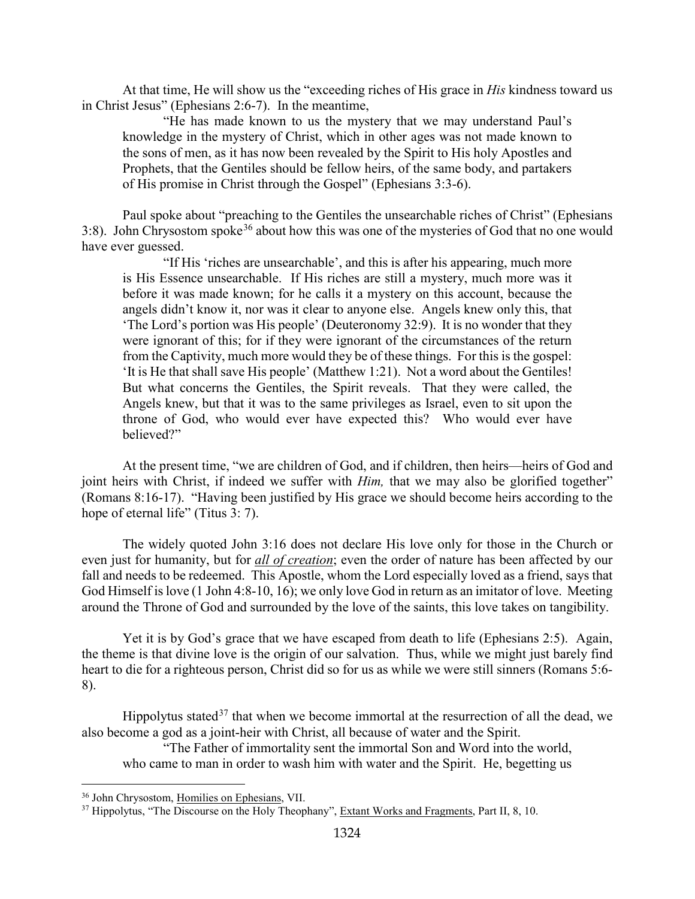At that time, He will show us the "exceeding riches of His grace in *His* kindness toward us in Christ Jesus" (Ephesians 2:6-7). In the meantime,

> "He has made known to us the mystery that we may understand Paul's knowledge in the mystery of Christ, which in other ages was not made known to the sons of men, as it has now been revealed by the Spirit to His holy Apostles and Prophets, that the Gentiles should be fellow heirs, of the same body, and partakers of His promise in Christ through the Gospel" (Ephesians 3:3-6).

Paul spoke about "preaching to the Gentiles the unsearchable riches of Christ" (Ephesians 3:8). John Chrysostom spoke[36] about how this was one of the mysteries of God that no one would have ever guessed.

> "If His 'riches are unsearchable', and this is after his appearing, much more is His Essence unsearchable. If His riches are still a mystery, much more was it before it was made known; for he calls it a mystery on this account, because the angels didn't know it, nor was it clear to anyone else. Angels knew only this, that 'The Lord's portion was His people' (Deuteronomy 32:9). It is no wonder that they were ignorant of this; for if they were ignorant of the circumstances of the return from the Captivity, much more would they be of these things. For this is the gospel: 'It is He that shall save His people' (Matthew 1:21). Not a word about the Gentiles! But what concerns the Gentiles, the Spirit reveals. That they were called, the Angels knew, but that it was to the same privileges as Israel, even to sit upon the throne of God, who would ever have expected this? Who would ever have believed?"

At the present time, "we are children of God, and if children, then heirs—heirs of God and joint heirs with Christ, if indeed we suffer with *Him,* that we may also be glorified together" (Romans 8:16-17). "Having been justified by His grace we should become heirs according to the hope of eternal life" (Titus 3: 7).

The widely quoted John 3:16 does not declare His love only for those in the Church or even just for humanity, but for ***all of creation***; even the order of nature has been affected by our fall and needs to be redeemed. This Apostle, whom the Lord especially loved as a friend, says that God Himself is love (1 John 4:8-10, 16); we only love God in return as an imitator of love. Meeting around the Throne of God and surrounded by the love of the saints, this love takes on tangibility.

Yet it is by God's grace that we have escaped from death to life (Ephesians 2:5). Again, the theme is that divine love is the origin of our salvation. Thus, while we might just barely find heart to die for a righteous person, Christ did so for us as while we were still sinners (Romans 5:6-8).

Hippolytus stated[37] that when we become immortal at the resurrection of all the dead, we also become a god as a joint-heir with Christ, all because of water and the Spirit.

> "The Father of immortality sent the immortal Son and Word into the world, who came to man in order to wash him with water and the Spirit. He, begetting us

---

[36] John Chrysostom, Homilies on Ephesians, VII.

[37] Hippolytus, "The Discourse on the Holy Theophany", Extant Works and Fragments, Part II, 8, 10.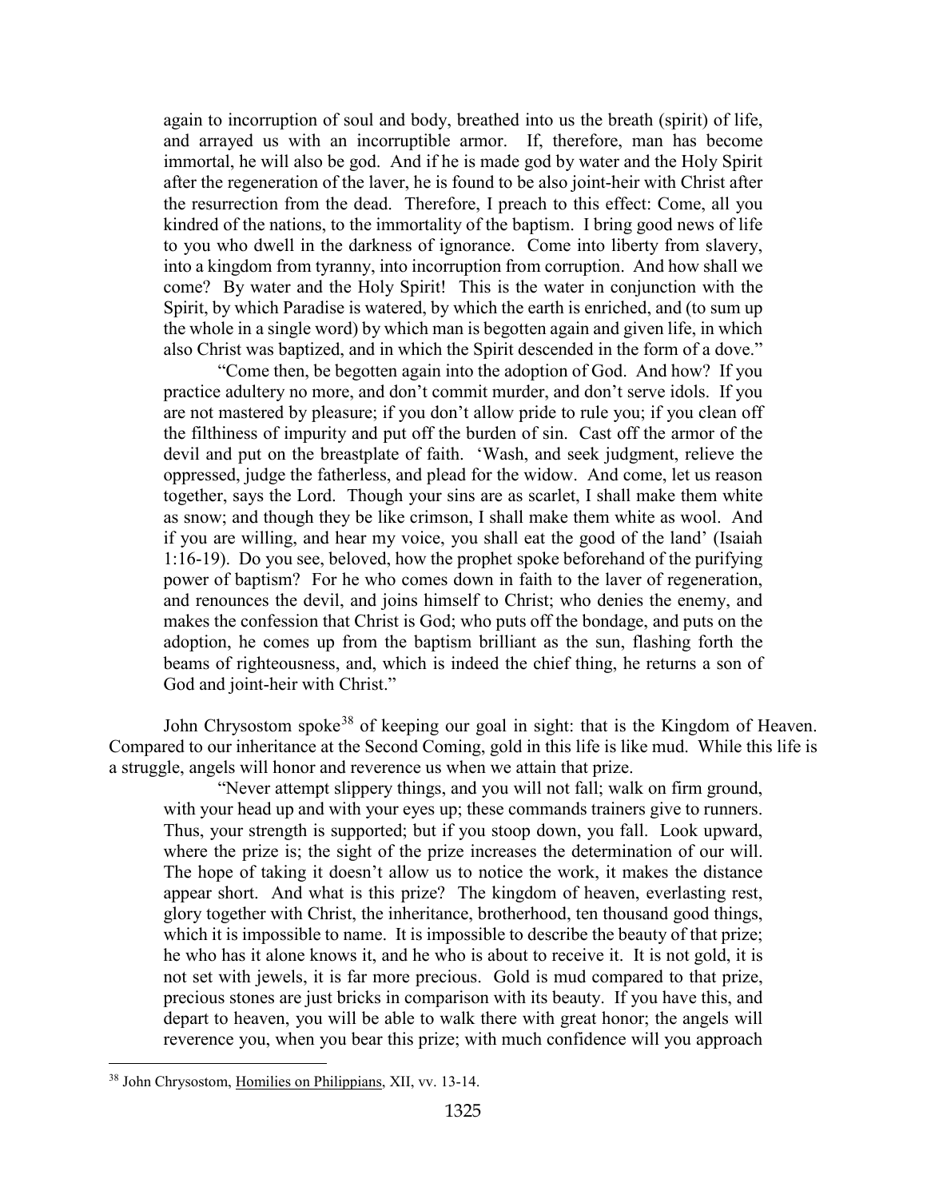again to incorruption of soul and body, breathed into us the breath (spirit) of life, and arrayed us with an incorruptible armor. If, therefore, man has become immortal, he will also be god. And if he is made god by water and the Holy Spirit after the regeneration of the laver, he is found to be also joint-heir with Christ after the resurrection from the dead. Therefore, I preach to this effect: Come, all you kindred of the nations, to the immortality of the baptism. I bring good news of life to you who dwell in the darkness of ignorance. Come into liberty from slavery, into a kingdom from tyranny, into incorruption from corruption. And how shall we come? By water and the Holy Spirit! This is the water in conjunction with the Spirit, by which Paradise is watered, by which the earth is enriched, and (to sum up the whole in a single word) by which man is begotten again and given life, in which also Christ was baptized, and in which the Spirit descended in the form of a dove."

> "Come then, be begotten again into the adoption of God. And how? If you practice adultery no more, and don't commit murder, and don't serve idols. If you are not mastered by pleasure; if you don't allow pride to rule you; if you clean off the filthiness of impurity and put off the burden of sin. Cast off the armor of the devil and put on the breastplate of faith. 'Wash, and seek judgment, relieve the oppressed, judge the fatherless, and plead for the widow. And come, let us reason together, says the Lord. Though your sins are as scarlet, I shall make them white as snow; and though they be like crimson, I shall make them white as wool. And if you are willing, and hear my voice, you shall eat the good of the land' (Isaiah 1:16-19). Do you see, beloved, how the prophet spoke beforehand of the purifying power of baptism? For he who comes down in faith to the laver of regeneration, and renounces the devil, and joins himself to Christ; who denies the enemy, and makes the confession that Christ is God; who puts off the bondage, and puts on the adoption, he comes up from the baptism brilliant as the sun, flashing forth the beams of righteousness, and, which is indeed the chief thing, he returns a son of God and joint-heir with Christ."

John Chrysostom spoke[38] of keeping our goal in sight: that is the Kingdom of Heaven. Compared to our inheritance at the Second Coming, gold in this life is like mud. While this life is a struggle, angels will honor and reverence us when we attain that prize.

> "Never attempt slippery things, and you will not fall; walk on firm ground, with your head up and with your eyes up; these commands trainers give to runners. Thus, your strength is supported; but if you stoop down, you fall. Look upward, where the prize is; the sight of the prize increases the determination of our will. The hope of taking it doesn't allow us to notice the work, it makes the distance appear short. And what is this prize? The kingdom of heaven, everlasting rest, glory together with Christ, the inheritance, brotherhood, ten thousand good things, which it is impossible to name. It is impossible to describe the beauty of that prize; he who has it alone knows it, and he who is about to receive it. It is not gold, it is not set with jewels, it is far more precious. Gold is mud compared to that prize, precious stones are just bricks in comparison with its beauty. If you have this, and depart to heaven, you will be able to walk there with great honor; the angels will reverence you, when you bear this prize; with much confidence will you approach

[38] John Chrysostom, Homilies on Philippians, XII, vv. 13-14.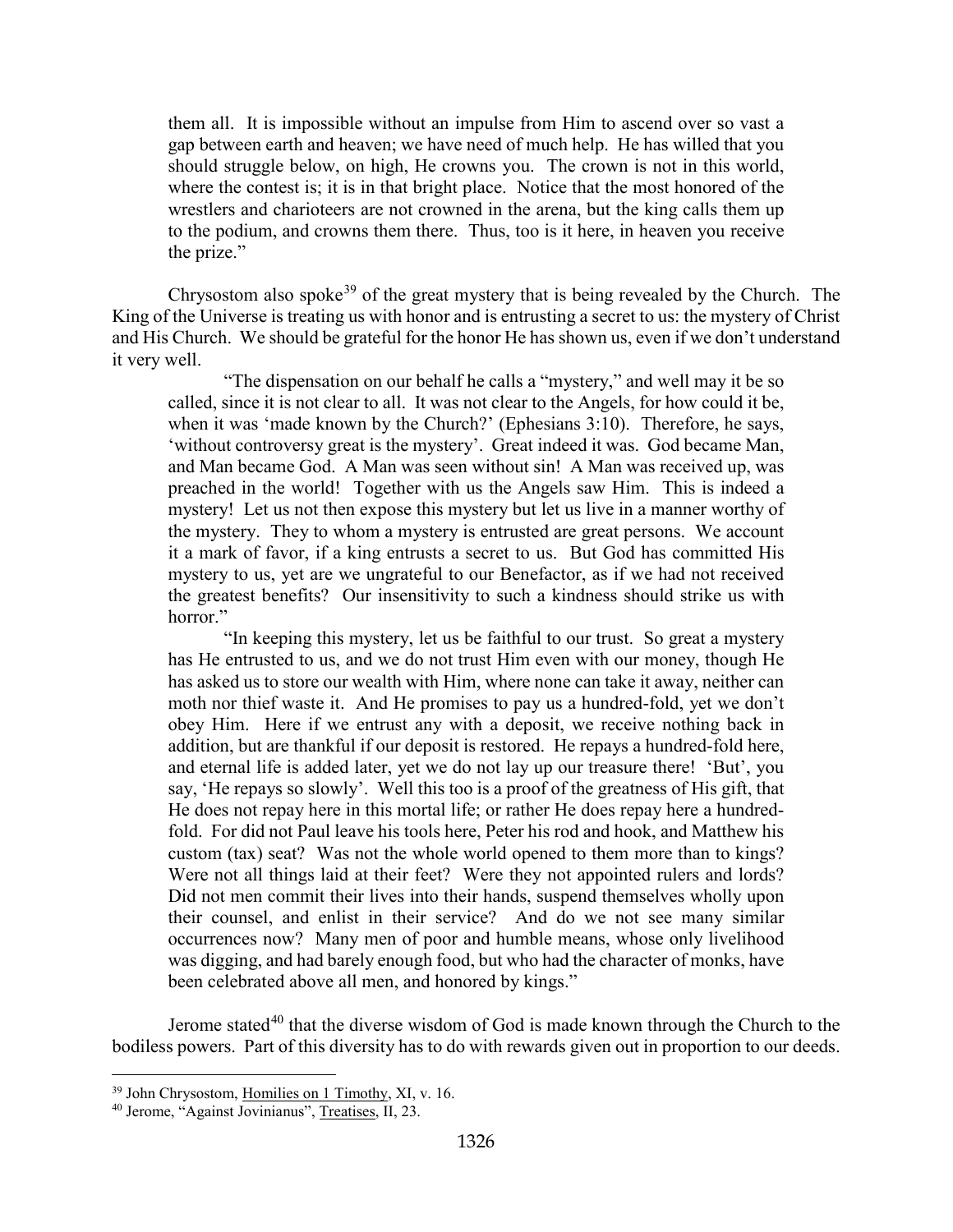> them all. It is impossible without an impulse from Him to ascend over so vast a gap between earth and heaven; we have need of much help. He has willed that you should struggle below, on high, He crowns you. The crown is not in this world, where the contest is; it is in that bright place. Notice that the most honored of the wrestlers and charioteers are not crowned in the arena, but the king calls them up to the podium, and crowns them there. Thus, too is it here, in heaven you receive the prize."

Chrysostom also spoke[39] of the great mystery that is being revealed by the Church. The King of the Universe is treating us with honor and is entrusting a secret to us: the mystery of Christ and His Church. We should be grateful for the honor He has shown us, even if we don't understand it very well.

> "The dispensation on our behalf he calls a "mystery," and well may it be so called, since it is not clear to all. It was not clear to the Angels, for how could it be, when it was 'made known by the Church?' (Ephesians 3:10). Therefore, he says, 'without controversy great is the mystery'. Great indeed it was. God became Man, and Man became God. A Man was seen without sin! A Man was received up, was preached in the world! Together with us the Angels saw Him. This is indeed a mystery! Let us not then expose this mystery but let us live in a manner worthy of the mystery. They to whom a mystery is entrusted are great persons. We account it a mark of favor, if a king entrusts a secret to us. But God has committed His mystery to us, yet are we ungrateful to our Benefactor, as if we had not received the greatest benefits? Our insensitivity to such a kindness should strike us with horror."
>
> "In keeping this mystery, let us be faithful to our trust. So great a mystery has He entrusted to us, and we do not trust Him even with our money, though He has asked us to store our wealth with Him, where none can take it away, neither can moth nor thief waste it. And He promises to pay us a hundred-fold, yet we don't obey Him. Here if we entrust any with a deposit, we receive nothing back in addition, but are thankful if our deposit is restored. He repays a hundred-fold here, and eternal life is added later, yet we do not lay up our treasure there! 'But', you say, 'He repays so slowly'. Well this too is a proof of the greatness of His gift, that He does not repay here in this mortal life; or rather He does repay here a hundred-fold. For did not Paul leave his tools here, Peter his rod and hook, and Matthew his custom (tax) seat? Was not the whole world opened to them more than to kings? Were not all things laid at their feet? Were they not appointed rulers and lords? Did not men commit their lives into their hands, suspend themselves wholly upon their counsel, and enlist in their service? And do we not see many similar occurrences now? Many men of poor and humble means, whose only livelihood was digging, and had barely enough food, but who had the character of monks, have been celebrated above all men, and honored by kings."

Jerome stated[40] that the diverse wisdom of God is made known through the Church to the bodiless powers. Part of this diversity has to do with rewards given out in proportion to our deeds.

---

[39] John Chrysostom, Homilies on 1 Timothy, XI, v. 16.

[40] Jerome, "Against Jovinianus", Treatises, II, 23.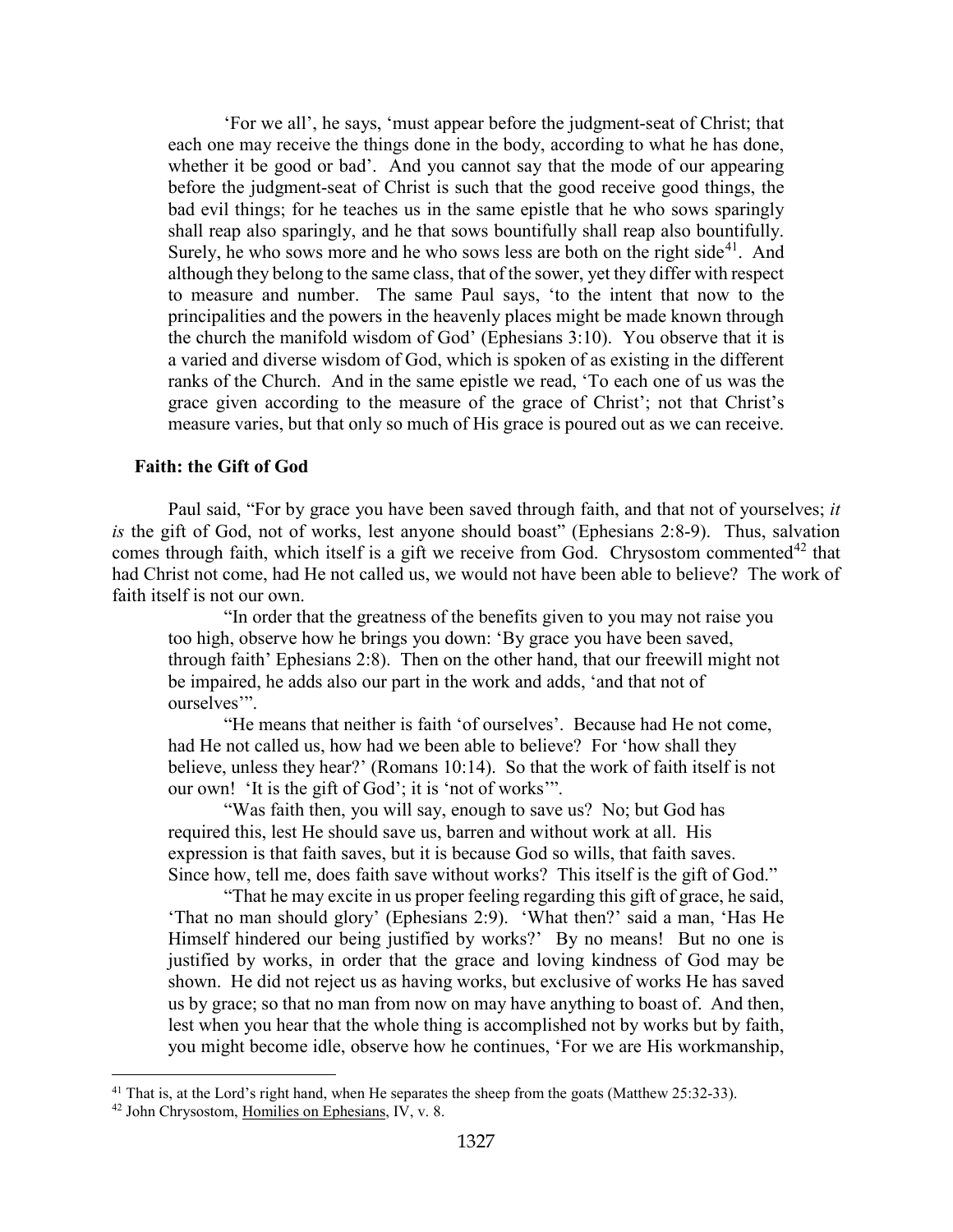> 'For we all', he says, 'must appear before the judgment-seat of Christ; that each one may receive the things done in the body, according to what he has done, whether it be good or bad'. And you cannot say that the mode of our appearing before the judgment-seat of Christ is such that the good receive good things, the bad evil things; for he teaches us in the same epistle that he who sows sparingly shall reap also sparingly, and he that sows bountifully shall reap also bountifully. Surely, he who sows more and he who sows less are both on the right side[41]. And although they belong to the same class, that of the sower, yet they differ with respect to measure and number. The same Paul says, 'to the intent that now to the principalities and the powers in the heavenly places might be made known through the church the manifold wisdom of God' (Ephesians 3:10). You observe that it is a varied and diverse wisdom of God, which is spoken of as existing in the different ranks of the Church. And in the same epistle we read, 'To each one of us was the grace given according to the measure of the grace of Christ'; not that Christ's measure varies, but that only so much of His grace is poured out as we can receive.

### Faith: the Gift of God

Paul said, "For by grace you have been saved through faith, and that not of yourselves; *it is* the gift of God, not of works, lest anyone should boast" (Ephesians 2:8-9). Thus, salvation comes through faith, which itself is a gift we receive from God. Chrysostom commented[42] that had Christ not come, had He not called us, we would not have been able to believe? The work of faith itself is not our own.

> "In order that the greatness of the benefits given to you may not raise you too high, observe how he brings you down: 'By grace you have been saved, through faith' Ephesians 2:8). Then on the other hand, that our freewill might not be impaired, he adds also our part in the work and adds, 'and that not of ourselves'".
>
> "He means that neither is faith 'of ourselves'. Because had He not come, had He not called us, how had we been able to believe? For 'how shall they believe, unless they hear?' (Romans 10:14). So that the work of faith itself is not our own! 'It is the gift of God'; it is 'not of works'".
>
> "Was faith then, you will say, enough to save us? No; but God has required this, lest He should save us, barren and without work at all. His expression is that faith saves, but it is because God so wills, that faith saves. Since how, tell me, does faith save without works? This itself is the gift of God."
>
> "That he may excite in us proper feeling regarding this gift of grace, he said, 'That no man should glory' (Ephesians 2:9). 'What then?' said a man, 'Has He Himself hindered our being justified by works?' By no means! But no one is justified by works, in order that the grace and loving kindness of God may be shown. He did not reject us as having works, but exclusive of works He has saved us by grace; so that no man from now on may have anything to boast of. And then, lest when you hear that the whole thing is accomplished not by works but by faith, you might become idle, observe how he continues, 'For we are His workmanship,

---

[41] That is, at the Lord's right hand, when He separates the sheep from the goats (Matthew 25:32-33).

[42] John Chrysostom, Homilies on Ephesians, IV, v. 8.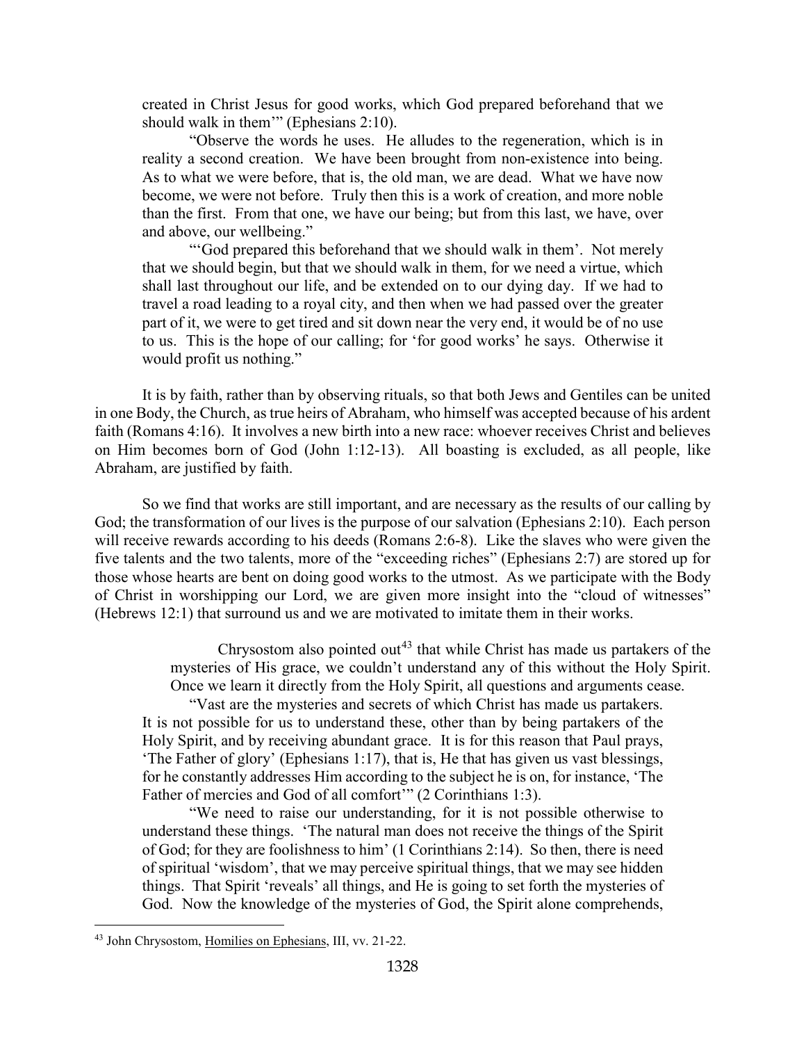> created in Christ Jesus for good works, which God prepared beforehand that we should walk in them'" (Ephesians 2:10).
>
> "Observe the words he uses. He alludes to the regeneration, which is in reality a second creation. We have been brought from non-existence into being. As to what we were before, that is, the old man, we are dead. What we have now become, we were not before. Truly then this is a work of creation, and more noble than the first. From that one, we have our being; but from this last, we have, over and above, our wellbeing."
>
> "'God prepared this beforehand that we should walk in them'. Not merely that we should begin, but that we should walk in them, for we need a virtue, which shall last throughout our life, and be extended on to our dying day. If we had to travel a road leading to a royal city, and then when we had passed over the greater part of it, we were to get tired and sit down near the very end, it would be of no use to us. This is the hope of our calling; for 'for good works' he says. Otherwise it would profit us nothing."

It is by faith, rather than by observing rituals, so that both Jews and Gentiles can be united in one Body, the Church, as true heirs of Abraham, who himself was accepted because of his ardent faith (Romans 4:16). It involves a new birth into a new race: whoever receives Christ and believes on Him becomes born of God (John 1:12-13). All boasting is excluded, as all people, like Abraham, are justified by faith.

So we find that works are still important, and are necessary as the results of our calling by God; the transformation of our lives is the purpose of our salvation (Ephesians 2:10). Each person will receive rewards according to his deeds (Romans 2:6-8). Like the slaves who were given the five talents and the two talents, more of the "exceeding riches" (Ephesians 2:7) are stored up for those whose hearts are bent on doing good works to the utmost. As we participate with the Body of Christ in worshipping our Lord, we are given more insight into the "cloud of witnesses" (Hebrews 12:1) that surround us and we are motivated to imitate them in their works.

> Chrysostom also pointed out[43] that while Christ has made us partakers of the mysteries of His grace, we couldn't understand any of this without the Holy Spirit. Once we learn it directly from the Holy Spirit, all questions and arguments cease.
>
> "Vast are the mysteries and secrets of which Christ has made us partakers. It is not possible for us to understand these, other than by being partakers of the Holy Spirit, and by receiving abundant grace. It is for this reason that Paul prays, 'The Father of glory' (Ephesians 1:17), that is, He that has given us vast blessings, for he constantly addresses Him according to the subject he is on, for instance, 'The Father of mercies and God of all comfort'" (2 Corinthians 1:3).
>
> "We need to raise our understanding, for it is not possible otherwise to understand these things. 'The natural man does not receive the things of the Spirit of God; for they are foolishness to him' (1 Corinthians 2:14). So then, there is need of spiritual 'wisdom', that we may perceive spiritual things, that we may see hidden things. That Spirit 'reveals' all things, and He is going to set forth the mysteries of God. Now the knowledge of the mysteries of God, the Spirit alone comprehends,

---

[43] John Chrysostom, Homilies on Ephesians, III, vv. 21-22.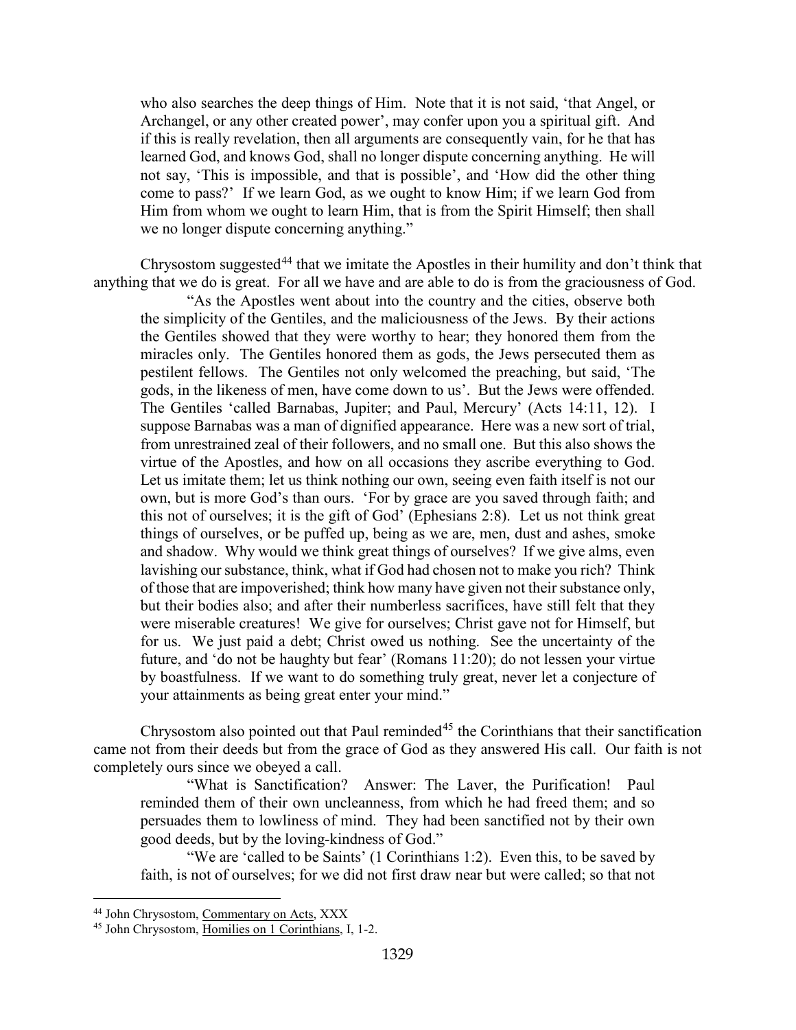who also searches the deep things of Him. Note that it is not said, 'that Angel, or Archangel, or any other created power', may confer upon you a spiritual gift. And if this is really revelation, then all arguments are consequently vain, for he that has learned God, and knows God, shall no longer dispute concerning anything. He will not say, 'This is impossible, and that is possible', and 'How did the other thing come to pass?' If we learn God, as we ought to know Him; if we learn God from Him from whom we ought to learn Him, that is from the Spirit Himself; then shall we no longer dispute concerning anything."

Chrysostom suggested[44] that we imitate the Apostles in their humility and don't think that anything that we do is great. For all we have and are able to do is from the graciousness of God.

> "As the Apostles went about into the country and the cities, observe both the simplicity of the Gentiles, and the maliciousness of the Jews. By their actions the Gentiles showed that they were worthy to hear; they honored them from the miracles only. The Gentiles honored them as gods, the Jews persecuted them as pestilent fellows. The Gentiles not only welcomed the preaching, but said, 'The gods, in the likeness of men, have come down to us'. But the Jews were offended. The Gentiles 'called Barnabas, Jupiter; and Paul, Mercury' (Acts 14:11, 12). I suppose Barnabas was a man of dignified appearance. Here was a new sort of trial, from unrestrained zeal of their followers, and no small one. But this also shows the virtue of the Apostles, and how on all occasions they ascribe everything to God. Let us imitate them; let us think nothing our own, seeing even faith itself is not our own, but is more God's than ours. 'For by grace are you saved through faith; and this not of ourselves; it is the gift of God' (Ephesians 2:8). Let us not think great things of ourselves, or be puffed up, being as we are, men, dust and ashes, smoke and shadow. Why would we think great things of ourselves? If we give alms, even lavishing our substance, think, what if God had chosen not to make you rich? Think of those that are impoverished; think how many have given not their substance only, but their bodies also; and after their numberless sacrifices, have still felt that they were miserable creatures! We give for ourselves; Christ gave not for Himself, but for us. We just paid a debt; Christ owed us nothing. See the uncertainty of the future, and 'do not be haughty but fear' (Romans 11:20); do not lessen your virtue by boastfulness. If we want to do something truly great, never let a conjecture of your attainments as being great enter your mind."

Chrysostom also pointed out that Paul reminded[45] the Corinthians that their sanctification came not from their deeds but from the grace of God as they answered His call. Our faith is not completely ours since we obeyed a call.

> "What is Sanctification? Answer: The Laver, the Purification! Paul reminded them of their own uncleanness, from which he had freed them; and so persuades them to lowliness of mind. They had been sanctified not by their own good deeds, but by the loving-kindness of God."
>
> "We are 'called to be Saints' (1 Corinthians 1:2). Even this, to be saved by faith, is not of ourselves; for we did not first draw near but were called; so that not

---

[44] John Chrysostom, Commentary on Acts, XXX

[45] John Chrysostom, Homilies on 1 Corinthians, I, 1-2.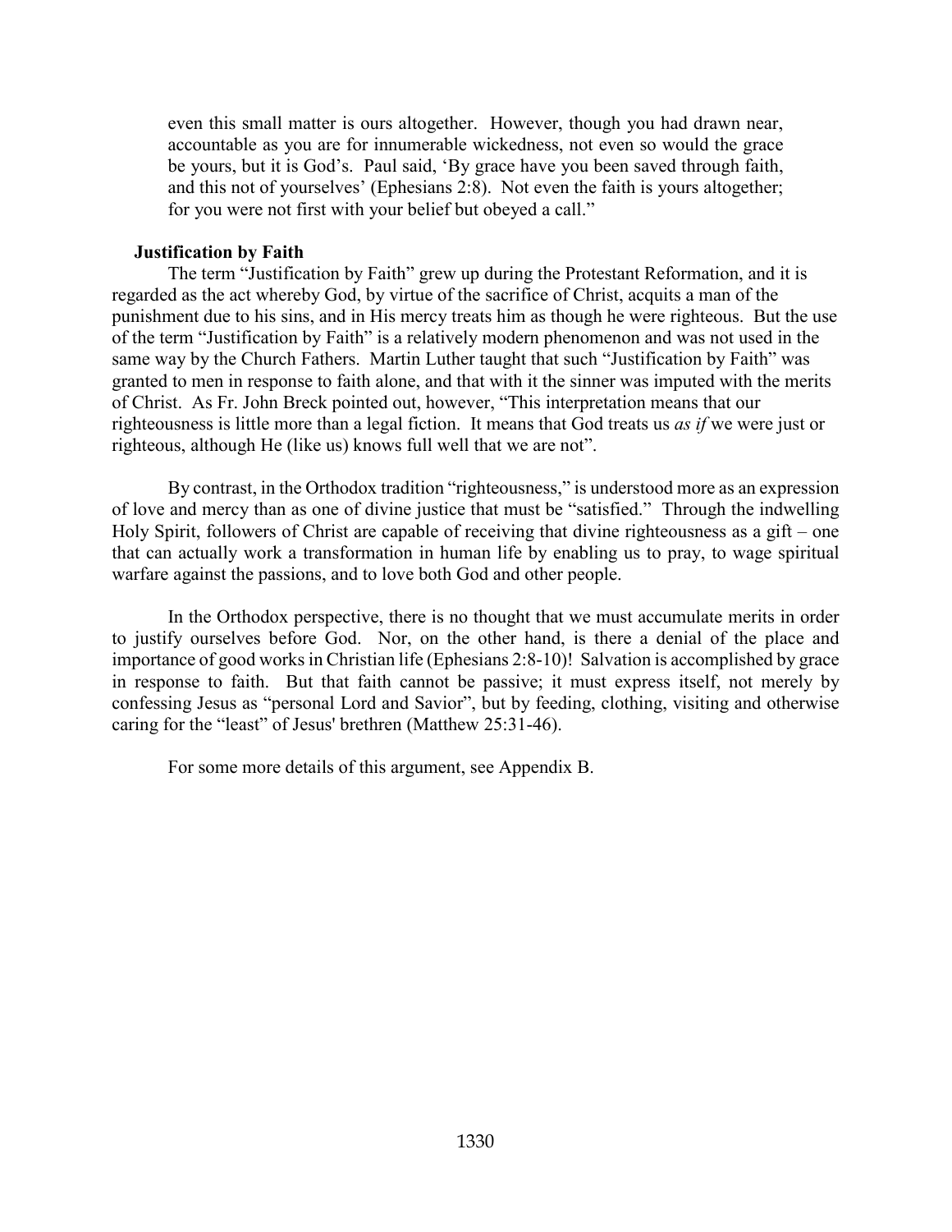> even this small matter is ours altogether. However, though you had drawn near, accountable as you are for innumerable wickedness, not even so would the grace be yours, but it is God's. Paul said, 'By grace have you been saved through faith, and this not of yourselves' (Ephesians 2:8). Not even the faith is yours altogether; for you were not first with your belief but obeyed a call."

### Justification by Faith

The term "Justification by Faith" grew up during the Protestant Reformation, and it is regarded as the act whereby God, by virtue of the sacrifice of Christ, acquits a man of the punishment due to his sins, and in His mercy treats him as though he were righteous. But the use of the term "Justification by Faith" is a relatively modern phenomenon and was not used in the same way by the Church Fathers. Martin Luther taught that such "Justification by Faith" was granted to men in response to faith alone, and that with it the sinner was imputed with the merits of Christ. As Fr. John Breck pointed out, however, "This interpretation means that our righteousness is little more than a legal fiction. It means that God treats us *as if* we were just or righteous, although He (like us) knows full well that we are not".

By contrast, in the Orthodox tradition "righteousness," is understood more as an expression of love and mercy than as one of divine justice that must be "satisfied." Through the indwelling Holy Spirit, followers of Christ are capable of receiving that divine righteousness as a gift – one that can actually work a transformation in human life by enabling us to pray, to wage spiritual warfare against the passions, and to love both God and other people.

In the Orthodox perspective, there is no thought that we must accumulate merits in order to justify ourselves before God. Nor, on the other hand, is there a denial of the place and importance of good works in Christian life (Ephesians 2:8-10)! Salvation is accomplished by grace in response to faith. But that faith cannot be passive; it must express itself, not merely by confessing Jesus as "personal Lord and Savior", but by feeding, clothing, visiting and otherwise caring for the "least" of Jesus' brethren (Matthew 25:31-46).

For some more details of this argument, see Appendix B.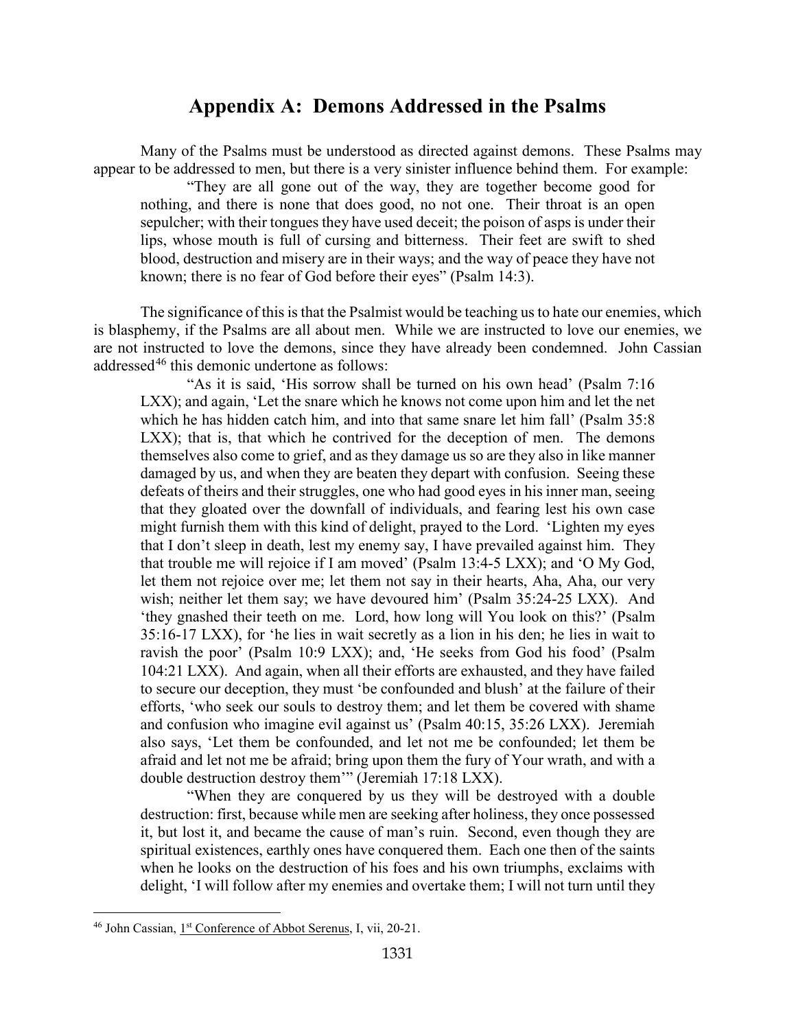## Appendix A: Demons Addressed in the Psalms

Many of the Psalms must be understood as directed against demons. These Psalms may appear to be addressed to men, but there is a very sinister influence behind them. For example:

> "They are all gone out of the way, they are together become good for nothing, and there is none that does good, no not one. Their throat is an open sepulcher; with their tongues they have used deceit; the poison of asps is under their lips, whose mouth is full of cursing and bitterness. Their feet are swift to shed blood, destruction and misery are in their ways; and the way of peace they have not known; there is no fear of God before their eyes" (Psalm 14:3).

The significance of this is that the Psalmist would be teaching us to hate our enemies, which is blasphemy, if the Psalms are all about men. While we are instructed to love our enemies, we are not instructed to love the demons, since they have already been condemned. John Cassian addressed[46] this demonic undertone as follows:

> "As it is said, 'His sorrow shall be turned on his own head' (Psalm 7:16 LXX); and again, 'Let the snare which he knows not come upon him and let the net which he has hidden catch him, and into that same snare let him fall' (Psalm 35:8 LXX); that is, that which he contrived for the deception of men. The demons themselves also come to grief, and as they damage us so are they also in like manner damaged by us, and when they are beaten they depart with confusion. Seeing these defeats of theirs and their struggles, one who had good eyes in his inner man, seeing that they gloated over the downfall of individuals, and fearing lest his own case might furnish them with this kind of delight, prayed to the Lord. 'Lighten my eyes that I don't sleep in death, lest my enemy say, I have prevailed against him. They that trouble me will rejoice if I am moved' (Psalm 13:4-5 LXX); and 'O My God, let them not rejoice over me; let them not say in their hearts, Aha, Aha, our very wish; neither let them say; we have devoured him' (Psalm 35:24-25 LXX). And 'they gnashed their teeth on me. Lord, how long will You look on this?' (Psalm 35:16-17 LXX), for 'he lies in wait secretly as a lion in his den; he lies in wait to ravish the poor' (Psalm 10:9 LXX); and, 'He seeks from God his food' (Psalm 104:21 LXX). And again, when all their efforts are exhausted, and they have failed to secure our deception, they must 'be confounded and blush' at the failure of their efforts, 'who seek our souls to destroy them; and let them be covered with shame and confusion who imagine evil against us' (Psalm 40:15, 35:26 LXX). Jeremiah also says, 'Let them be confounded, and let not me be confounded; let them be afraid and let not me be afraid; bring upon them the fury of Your wrath, and with a double destruction destroy them'" (Jeremiah 17:18 LXX).
>
> "When they are conquered by us they will be destroyed with a double destruction: first, because while men are seeking after holiness, they once possessed it, but lost it, and became the cause of man's ruin. Second, even though they are spiritual existences, earthly ones have conquered them. Each one then of the saints when he looks on the destruction of his foes and his own triumphs, exclaims with delight, 'I will follow after my enemies and overtake them; I will not turn until they

---

[46] John Cassian, 1st Conference of Abbot Serenus, I, vii, 20-21.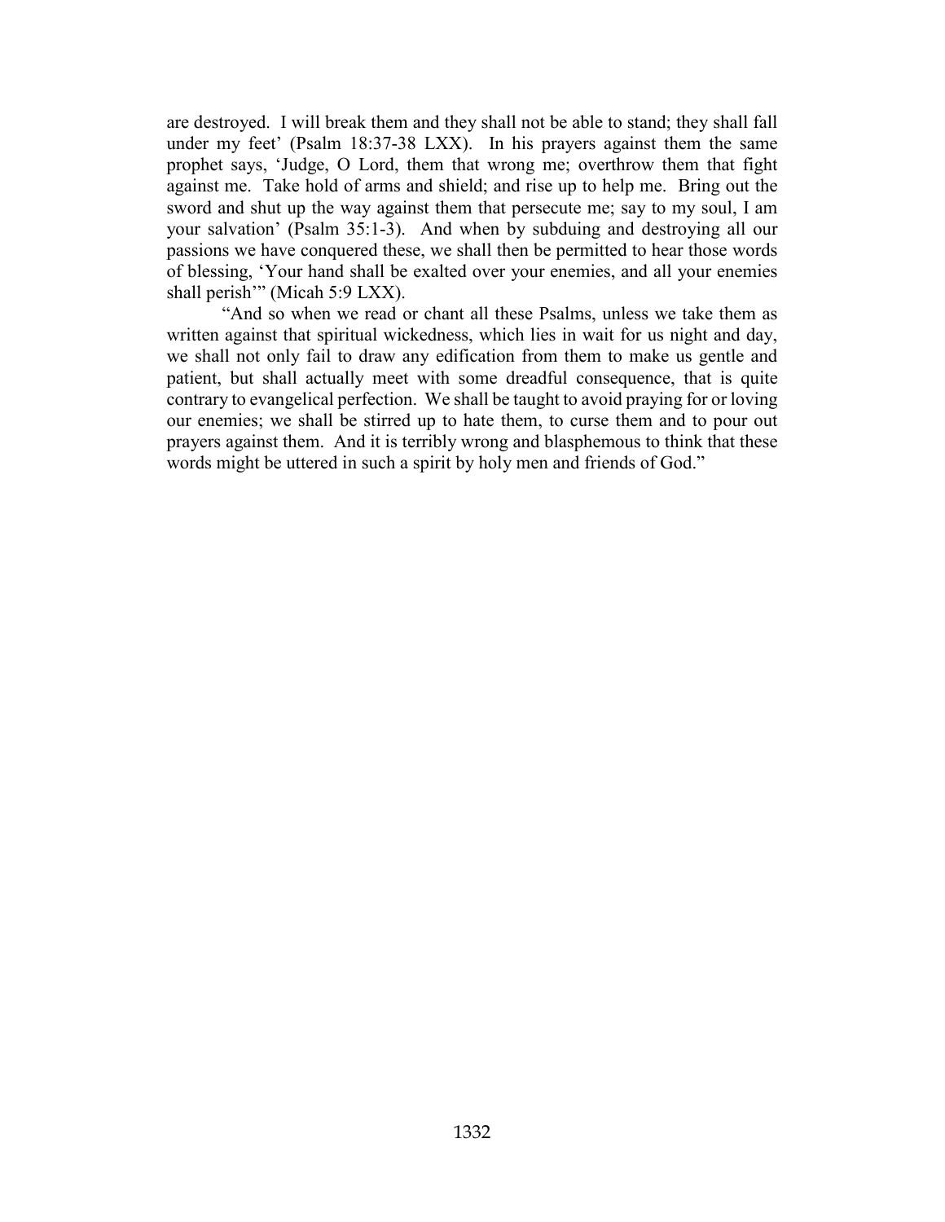are destroyed. I will break them and they shall not be able to stand; they shall fall under my feet' (Psalm 18:37-38 LXX). In his prayers against them the same prophet says, 'Judge, O Lord, them that wrong me; overthrow them that fight against me. Take hold of arms and shield; and rise up to help me. Bring out the sword and shut up the way against them that persecute me; say to my soul, I am your salvation' (Psalm 35:1-3). And when by subduing and destroying all our passions we have conquered these, we shall then be permitted to hear those words of blessing, 'Your hand shall be exalted over your enemies, and all your enemies shall perish'" (Micah 5:9 LXX).

"And so when we read or chant all these Psalms, unless we take them as written against that spiritual wickedness, which lies in wait for us night and day, we shall not only fail to draw any edification from them to make us gentle and patient, but shall actually meet with some dreadful consequence, that is quite contrary to evangelical perfection. We shall be taught to avoid praying for or loving our enemies; we shall be stirred up to hate them, to curse them and to pour out prayers against them. And it is terribly wrong and blasphemous to think that these words might be uttered in such a spirit by holy men and friends of God."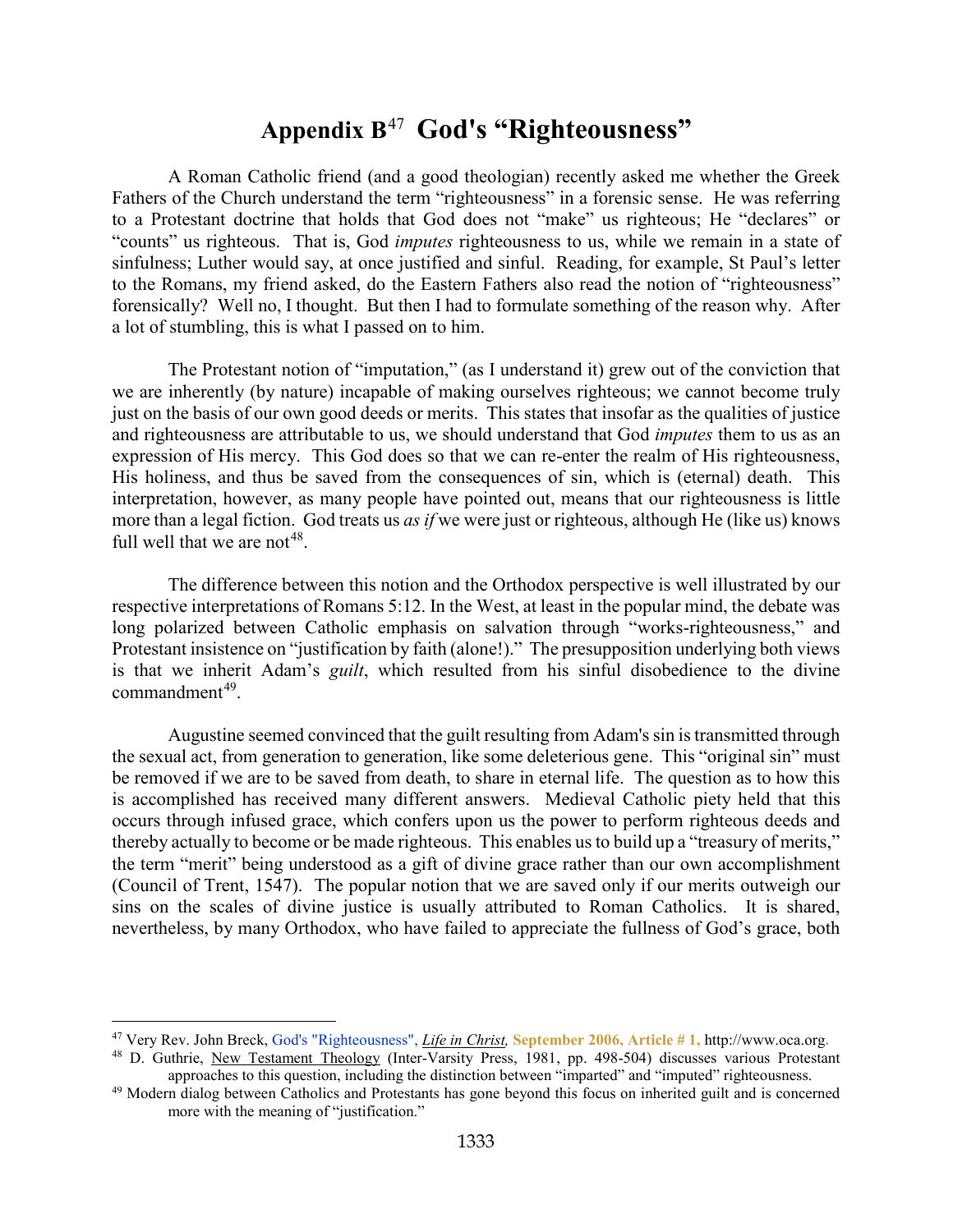# Appendix B[47] God's "Righteousness"

A Roman Catholic friend (and a good theologian) recently asked me whether the Greek Fathers of the Church understand the term "righteousness" in a forensic sense. He was referring to a Protestant doctrine that holds that God does not "make" us righteous; He "declares" or "counts" us righteous. That is, God *imputes* righteousness to us, while we remain in a state of sinfulness; Luther would say, at once justified and sinful. Reading, for example, St Paul's letter to the Romans, my friend asked, do the Eastern Fathers also read the notion of "righteousness" forensically? Well no, I thought. But then I had to formulate something of the reason why. After a lot of stumbling, this is what I passed on to him.

The Protestant notion of "imputation," (as I understand it) grew out of the conviction that we are inherently (by nature) incapable of making ourselves righteous; we cannot become truly just on the basis of our own good deeds or merits. This states that insofar as the qualities of justice and righteousness are attributable to us, we should understand that God *imputes* them to us as an expression of His mercy. This God does so that we can re-enter the realm of His righteousness, His holiness, and thus be saved from the consequences of sin, which is (eternal) death. This interpretation, however, as many people have pointed out, means that our righteousness is little more than a legal fiction. God treats us *as if* we were just or righteous, although He (like us) knows full well that we are not[48].

The difference between this notion and the Orthodox perspective is well illustrated by our respective interpretations of Romans 5:12. In the West, at least in the popular mind, the debate was long polarized between Catholic emphasis on salvation through "works-righteousness," and Protestant insistence on "justification by faith (alone!)." The presupposition underlying both views is that we inherit Adam's *guilt*, which resulted from his sinful disobedience to the divine commandment[49].

Augustine seemed convinced that the guilt resulting from Adam's sin is transmitted through the sexual act, from generation to generation, like some deleterious gene. This "original sin" must be removed if we are to be saved from death, to share in eternal life. The question as to how this is accomplished has received many different answers. Medieval Catholic piety held that this occurs through infused grace, which confers upon us the power to perform righteous deeds and thereby actually to become or be made righteous. This enables us to build up a "treasury of merits," the term "merit" being understood as a gift of divine grace rather than our own accomplishment (Council of Trent, 1547). The popular notion that we are saved only if our merits outweigh our sins on the scales of divine justice is usually attributed to Roman Catholics. It is shared, nevertheless, by many Orthodox, who have failed to appreciate the fullness of God's grace, both

---

[47] Very Rev. John Breck, God's "Righteousness", *Life in Christ,* **September 2006, Article # 1,** http://www.oca.org.

[48] D. Guthrie, New Testament Theology (Inter-Varsity Press, 1981, pp. 498-504) discusses various Protestant approaches to this question, including the distinction between "imparted" and "imputed" righteousness.

[49] Modern dialog between Catholics and Protestants has gone beyond this focus on inherited guilt and is concerned more with the meaning of "justification."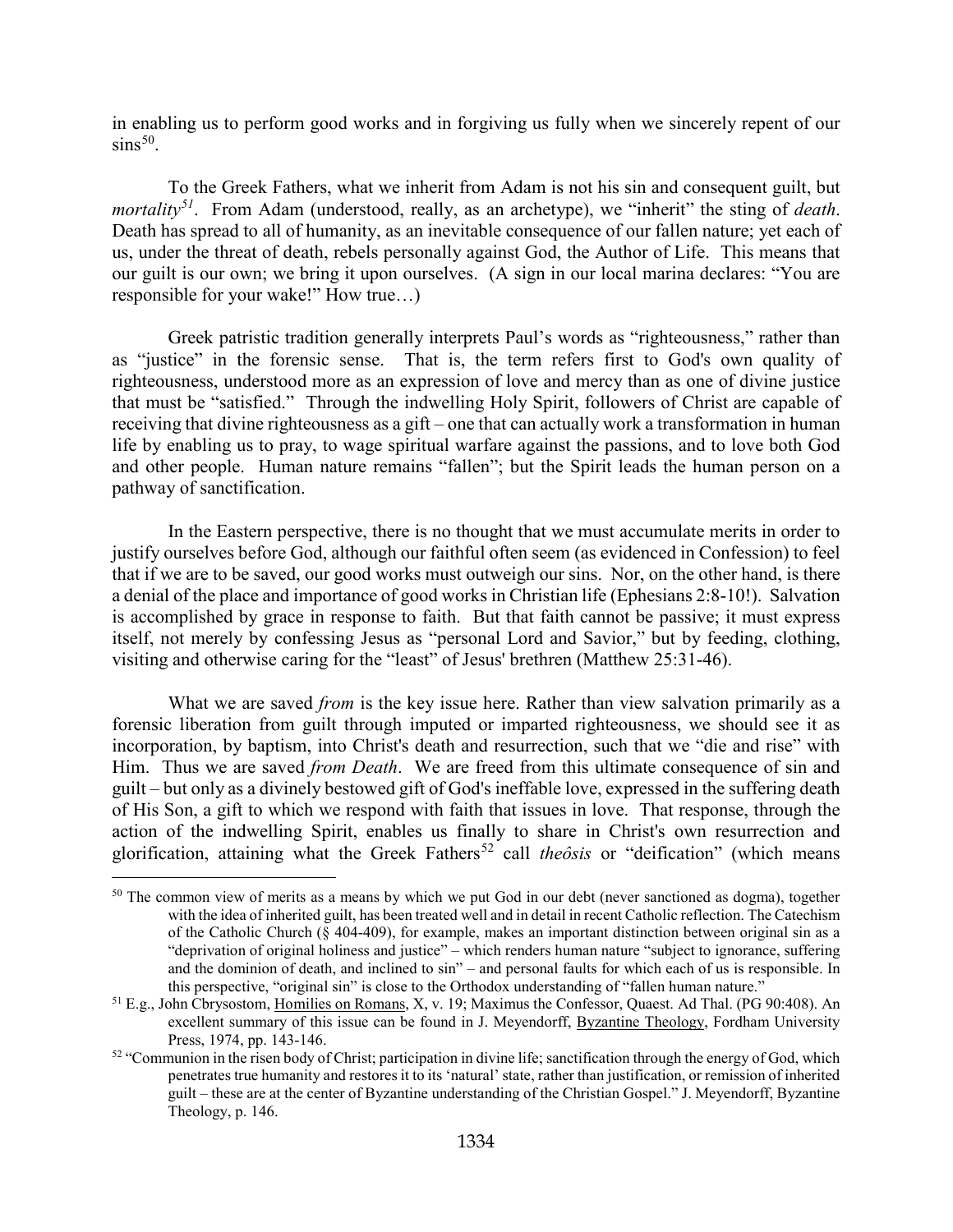in enabling us to perform good works and in forgiving us fully when we sincerely repent of our sins[50].

To the Greek Fathers, what we inherit from Adam is not his sin and consequent guilt, but *mortality*[51]. From Adam (understood, really, as an archetype), we "inherit" the sting of *death*. Death has spread to all of humanity, as an inevitable consequence of our fallen nature; yet each of us, under the threat of death, rebels personally against God, the Author of Life. This means that our guilt is our own; we bring it upon ourselves. (A sign in our local marina declares: "You are responsible for your wake!" How true…)

Greek patristic tradition generally interprets Paul's words as "righteousness," rather than as "justice" in the forensic sense. That is, the term refers first to God's own quality of righteousness, understood more as an expression of love and mercy than as one of divine justice that must be "satisfied." Through the indwelling Holy Spirit, followers of Christ are capable of receiving that divine righteousness as a gift – one that can actually work a transformation in human life by enabling us to pray, to wage spiritual warfare against the passions, and to love both God and other people. Human nature remains "fallen"; but the Spirit leads the human person on a pathway of sanctification.

In the Eastern perspective, there is no thought that we must accumulate merits in order to justify ourselves before God, although our faithful often seem (as evidenced in Confession) to feel that if we are to be saved, our good works must outweigh our sins. Nor, on the other hand, is there a denial of the place and importance of good works in Christian life (Ephesians 2:8-10!). Salvation is accomplished by grace in response to faith. But that faith cannot be passive; it must express itself, not merely by confessing Jesus as "personal Lord and Savior," but by feeding, clothing, visiting and otherwise caring for the "least" of Jesus' brethren (Matthew 25:31-46).

What we are saved *from* is the key issue here. Rather than view salvation primarily as a forensic liberation from guilt through imputed or imparted righteousness, we should see it as incorporation, by baptism, into Christ's death and resurrection, such that we "die and rise" with Him. Thus we are saved *from Death*. We are freed from this ultimate consequence of sin and guilt – but only as a divinely bestowed gift of God's ineffable love, expressed in the suffering death of His Son, a gift to which we respond with faith that issues in love. That response, through the action of the indwelling Spirit, enables us finally to share in Christ's own resurrection and glorification, attaining what the Greek Fathers[52] call *theôsis* or "deification" (which means

---

[50] The common view of merits as a means by which we put God in our debt (never sanctioned as dogma), together with the idea of inherited guilt, has been treated well and in detail in recent Catholic reflection. The Catechism of the Catholic Church (§ 404-409), for example, makes an important distinction between original sin as a "deprivation of original holiness and justice" – which renders human nature "subject to ignorance, suffering and the dominion of death, and inclined to sin" – and personal faults for which each of us is responsible. In this perspective, "original sin" is close to the Orthodox understanding of "fallen human nature."

[51] E.g., John Chrysostom, Homilies on Romans, X, v. 19; Maximus the Confessor, Quaest. Ad Thal. (PG 90:408). An excellent summary of this issue can be found in J. Meyendorff, Byzantine Theology, Fordham University Press, 1974, pp. 143-146.

[52] "Communion in the risen body of Christ; participation in divine life; sanctification through the energy of God, which penetrates true humanity and restores it to its 'natural' state, rather than justification, or remission of inherited guilt – these are at the center of Byzantine understanding of the Christian Gospel." J. Meyendorff, Byzantine Theology, p. 146.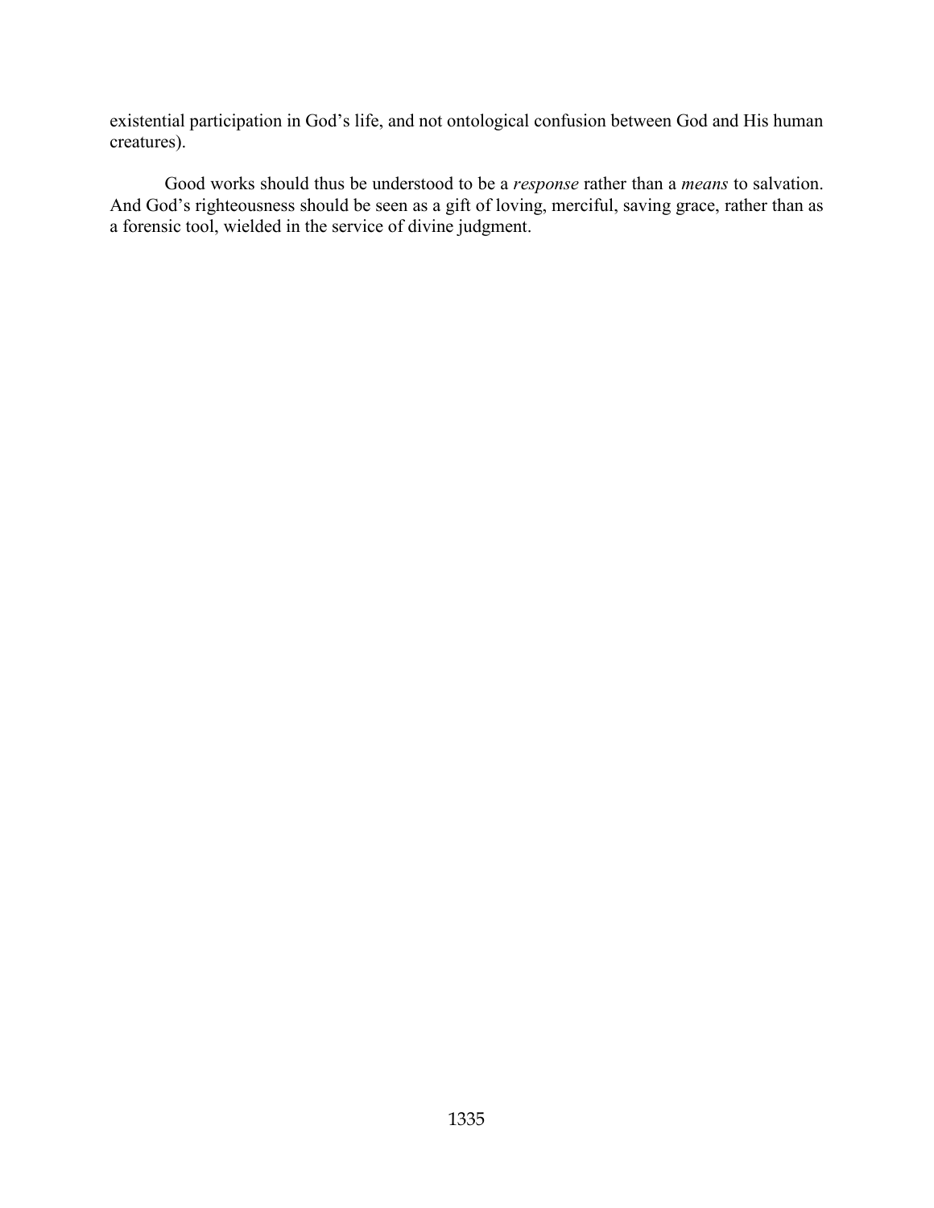existential participation in God's life, and not ontological confusion between God and His human creatures).

Good works should thus be understood to be a *response* rather than a *means* to salvation. And God's righteousness should be seen as a gift of loving, merciful, saving grace, rather than as a forensic tool, wielded in the service of divine judgment.